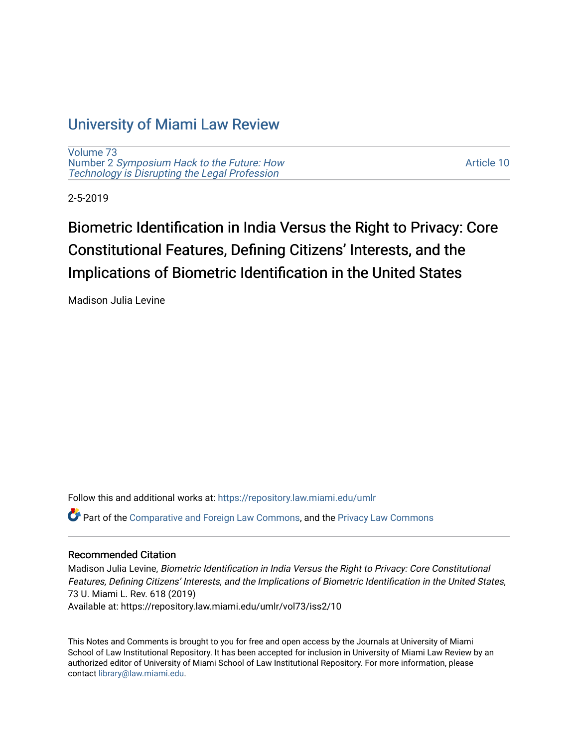# University of Miami Law Review

Volume 73
Number 2 *Symposium Hack to the Future: How Technology is Disrupting the Legal Profession*

Article 10

2-5-2019

## Biometric Identification in India Versus the Right to Privacy: Core Constitutional Features, Defining Citizens' Interests, and the Implications of Biometric Identification in the United States

Madison Julia Levine

Follow this and additional works at: https://repository.law.miami.edu/umlr

Part of the Comparative and Foreign Law Commons, and the Privacy Law Commons

### Recommended Citation

Madison Julia Levine, *Biometric Identification in India Versus the Right to Privacy: Core Constitutional Features, Defining Citizens' Interests, and the Implications of Biometric Identification in the United States*, 73 U. Miami L. Rev. 618 (2019)
Available at: https://repository.law.miami.edu/umlr/vol73/iss2/10

This Notes and Comments is brought to you for free and open access by the Journals at University of Miami School of Law Institutional Repository. It has been accepted for inclusion in University of Miami Law Review by an authorized editor of University of Miami School of Law Institutional Repository. For more information, please contact library@law.miami.edu.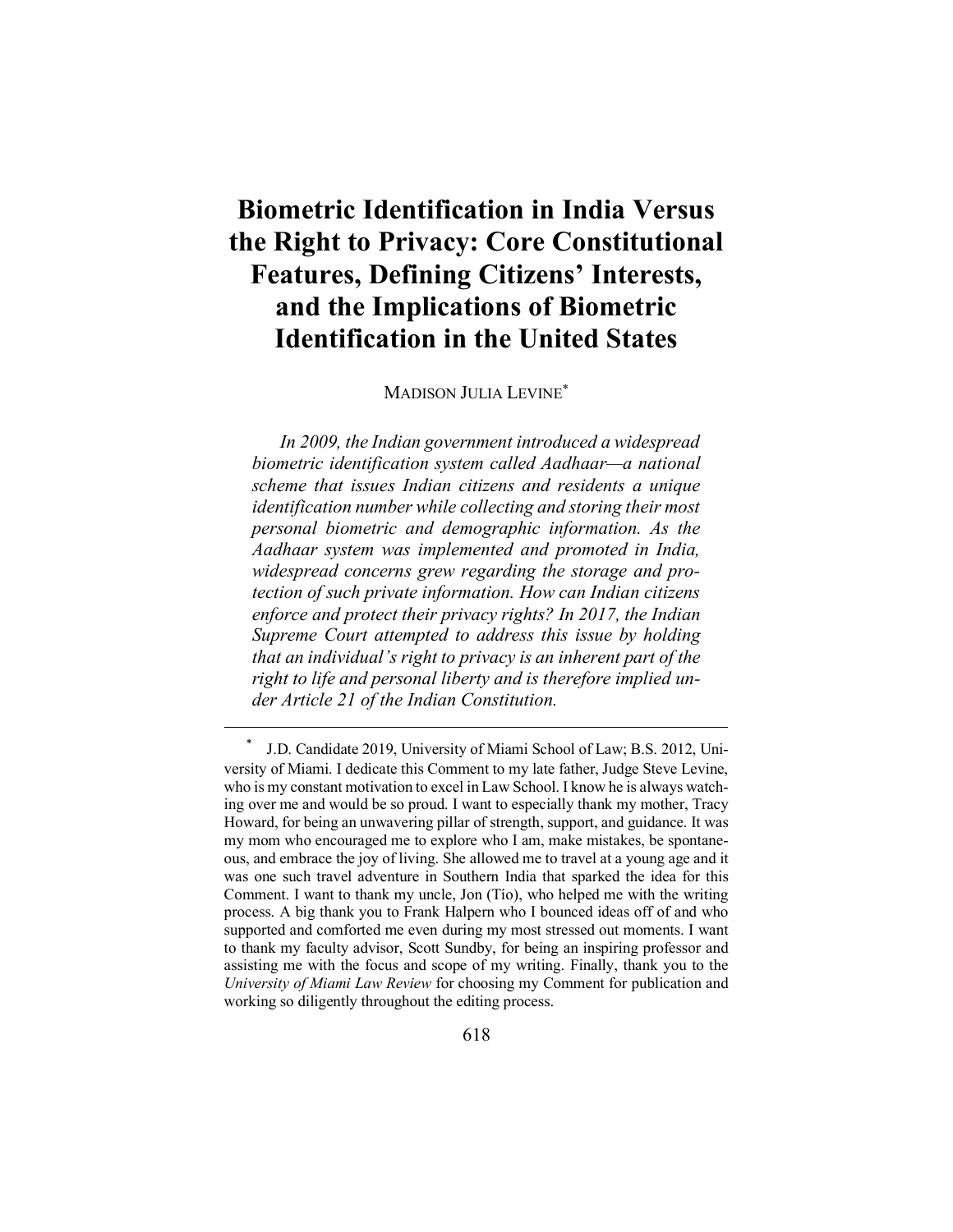# Biometric Identification in India Versus the Right to Privacy: Core Constitutional Features, Defining Citizens' Interests, and the Implications of Biometric Identification in the United States

MADISON JULIA LEVINE[*]

*In 2009, the Indian government introduced a widespread biometric identification system called Aadhaar—a national scheme that issues Indian citizens and residents a unique identification number while collecting and storing their most personal biometric and demographic information. As the Aadhaar system was implemented and promoted in India, widespread concerns grew regarding the storage and protection of such private information. How can Indian citizens enforce and protect their privacy rights? In 2017, the Indian Supreme Court attempted to address this issue by holding that an individual's right to privacy is an inherent part of the right to life and personal liberty and is therefore implied under Article 21 of the Indian Constitution.*

---

[*] J.D. Candidate 2019, University of Miami School of Law; B.S. 2012, University of Miami. I dedicate this Comment to my late father, Judge Steve Levine, who is my constant motivation to excel in Law School. I know he is always watching over me and would be so proud. I want to especially thank my mother, Tracy Howard, for being an unwavering pillar of strength, support, and guidance. It was my mom who encouraged me to explore who I am, make mistakes, be spontaneous, and embrace the joy of living. She allowed me to travel at a young age and it was one such travel adventure in Southern India that sparked the idea for this Comment. I want to thank my uncle, Jon (Tío), who helped me with the writing process. A big thank you to Frank Halpern who I bounced ideas off of and who supported and comforted me even during my most stressed out moments. I want to thank my faculty advisor, Scott Sundby, for being an inspiring professor and assisting me with the focus and scope of my writing. Finally, thank you to the *University of Miami Law Review* for choosing my Comment for publication and working so diligently throughout the editing process.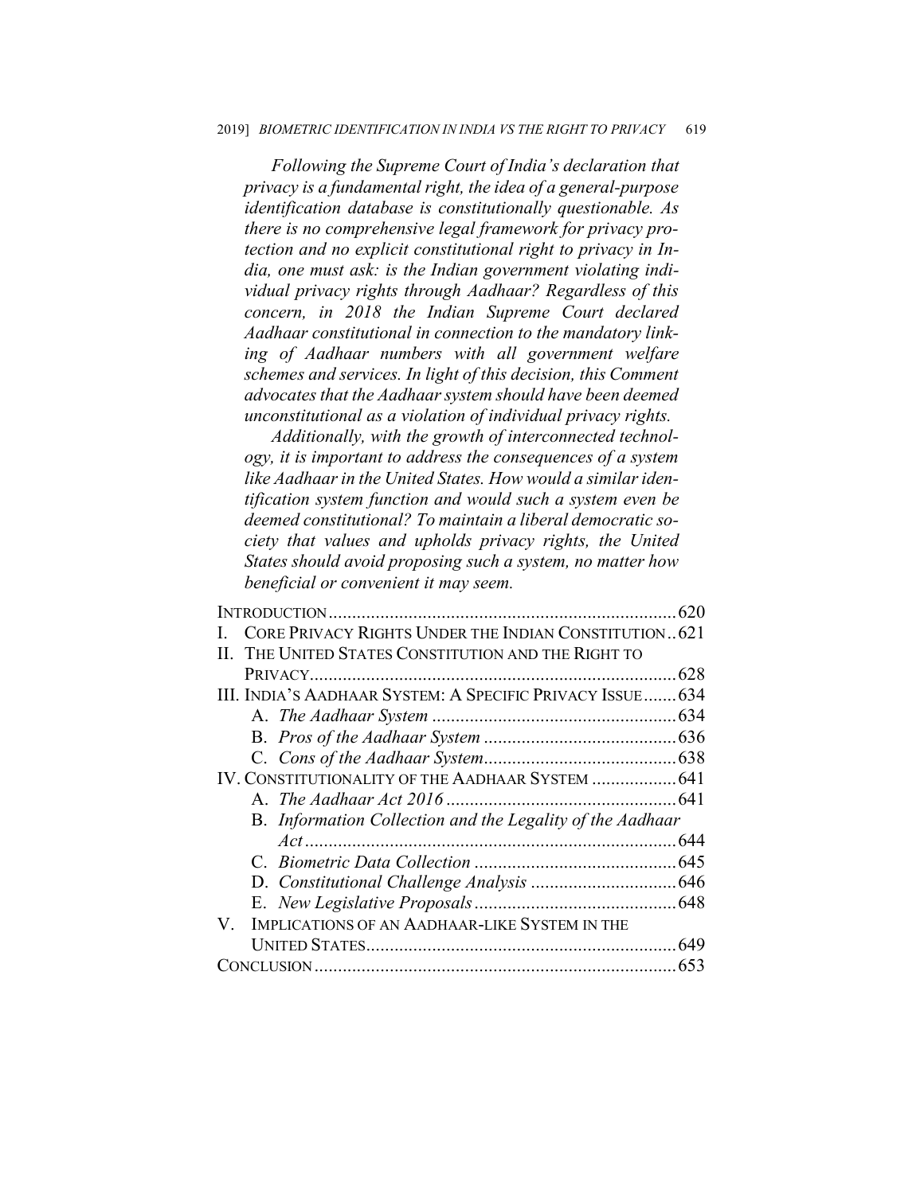*Following the Supreme Court of India's declaration that privacy is a fundamental right, the idea of a general-purpose identification database is constitutionally questionable. As there is no comprehensive legal framework for privacy protection and no explicit constitutional right to privacy in India, one must ask: is the Indian government violating individual privacy rights through Aadhaar? Regardless of this concern, in 2018 the Indian Supreme Court declared Aadhaar constitutional in connection to the mandatory linking of Aadhaar numbers with all government welfare schemes and services. In light of this decision, this Comment advocates that the Aadhaar system should have been deemed unconstitutional as a violation of individual privacy rights.*

*Additionally, with the growth of interconnected technology, it is important to address the consequences of a system like Aadhaar in the United States. How would a similar identification system function and would such a system even be deemed constitutional? To maintain a liberal democratic society that values and upholds privacy rights, the United States should avoid proposing such a system, no matter how beneficial or convenient it may seem.*

| | |
|---|---|
| INTRODUCTION | 620 |
| I. CORE PRIVACY RIGHTS UNDER THE INDIAN CONSTITUTION | 621 |
| II. THE UNITED STATES CONSTITUTION AND THE RIGHT TO PRIVACY | 628 |
| III. INDIA'S AADHAAR SYSTEM: A SPECIFIC PRIVACY ISSUE | 634 |
| A. *The Aadhaar System* | 634 |
| B. *Pros of the Aadhaar System* | 636 |
| C. *Cons of the Aadhaar System* | 638 |
| IV. CONSTITUTIONALITY OF THE AADHAAR SYSTEM | 641 |
| A. *The Aadhaar Act 2016* | 641 |
| B. *Information Collection and the Legality of the Aadhaar Act* | 644 |
| C. *Biometric Data Collection* | 645 |
| D. *Constitutional Challenge Analysis* | 646 |
| E. *New Legislative Proposals* | 648 |
| V. IMPLICATIONS OF AN AADHAAR-LIKE SYSTEM IN THE UNITED STATES | 649 |
| CONCLUSION | 653 |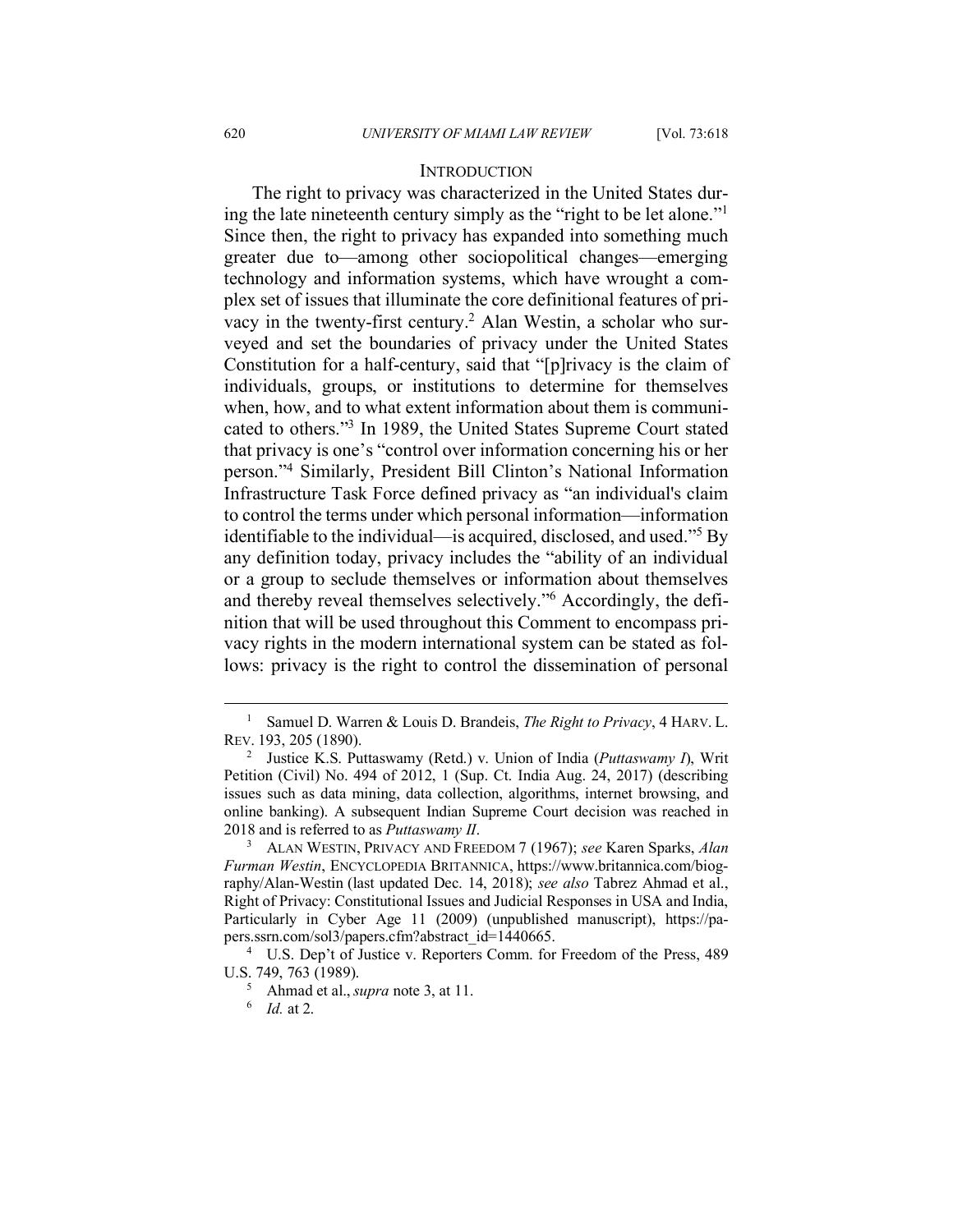## INTRODUCTION

The right to privacy was characterized in the United States during the late nineteenth century simply as the "right to be let alone."[1] Since then, the right to privacy has expanded into something much greater due to—among other sociopolitical changes—emerging technology and information systems, which have wrought a complex set of issues that illuminate the core definitional features of privacy in the twenty-first century.[2] Alan Westin, a scholar who surveyed and set the boundaries of privacy under the United States Constitution for a half-century, said that "[p]rivacy is the claim of individuals, groups, or institutions to determine for themselves when, how, and to what extent information about them is communicated to others."[3] In 1989, the United States Supreme Court stated that privacy is one's "control over information concerning his or her person."[4] Similarly, President Bill Clinton's National Information Infrastructure Task Force defined privacy as "an individual's claim to control the terms under which personal information—information identifiable to the individual—is acquired, disclosed, and used."[5] By any definition today, privacy includes the "ability of an individual or a group to seclude themselves or information about themselves and thereby reveal themselves selectively."[6] Accordingly, the definition that will be used throughout this Comment to encompass privacy rights in the modern international system can be stated as follows: privacy is the right to control the dissemination of personal

---

[1] Samuel D. Warren & Louis D. Brandeis, *The Right to Privacy*, 4 HARV. L. REV. 193, 205 (1890).

[2] Justice K.S. Puttaswamy (Retd.) v. Union of India (*Puttaswamy I*), Writ Petition (Civil) No. 494 of 2012, 1 (Sup. Ct. India Aug. 24, 2017) (describing issues such as data mining, data collection, algorithms, internet browsing, and online banking). A subsequent Indian Supreme Court decision was reached in 2018 and is referred to as *Puttaswamy II*.

[3] ALAN WESTIN, PRIVACY AND FREEDOM 7 (1967); *see* Karen Sparks, *Alan Furman Westin*, ENCYCLOPEDIA BRITANNICA, https://www.britannica.com/biography/Alan-Westin (last updated Dec. 14, 2018); *see also* Tabrez Ahmad et al., Right of Privacy: Constitutional Issues and Judicial Responses in USA and India, Particularly in Cyber Age 11 (2009) (unpublished manuscript), https://papers.ssrn.com/sol3/papers.cfm?abstract_id=1440665.

[4] U.S. Dep't of Justice v. Reporters Comm. for Freedom of the Press, 489 U.S. 749, 763 (1989).

[5] Ahmad et al., *supra* note 3, at 11.

[6] *Id.* at 2.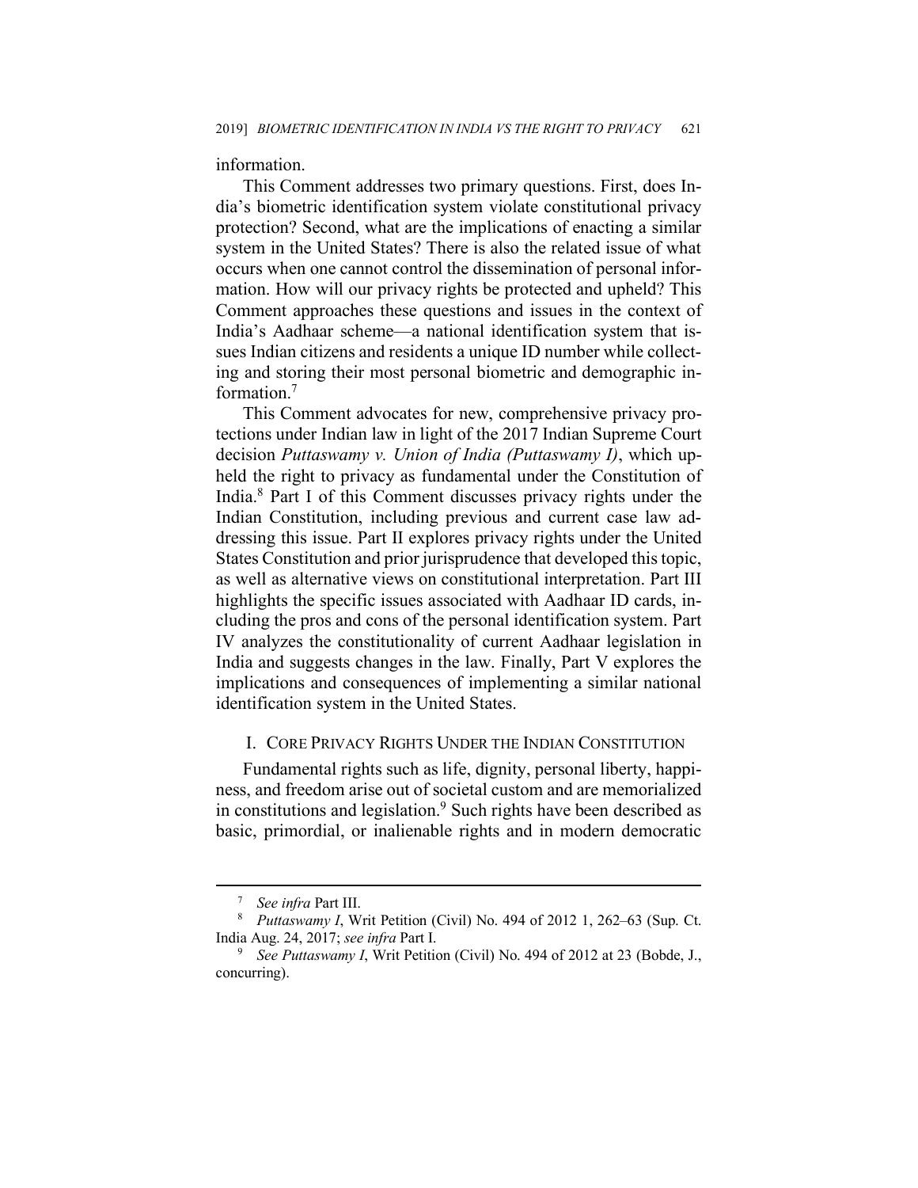information.

This Comment addresses two primary questions. First, does India's biometric identification system violate constitutional privacy protection? Second, what are the implications of enacting a similar system in the United States? There is also the related issue of what occurs when one cannot control the dissemination of personal information. How will our privacy rights be protected and upheld? This Comment approaches these questions and issues in the context of India's Aadhaar scheme—a national identification system that issues Indian citizens and residents a unique ID number while collecting and storing their most personal biometric and demographic information.[7]

This Comment advocates for new, comprehensive privacy protections under Indian law in light of the 2017 Indian Supreme Court decision *Puttaswamy v. Union of India (Puttaswamy I)*, which upheld the right to privacy as fundamental under the Constitution of India.[8] Part I of this Comment discusses privacy rights under the Indian Constitution, including previous and current case law addressing this issue. Part II explores privacy rights under the United States Constitution and prior jurisprudence that developed this topic, as well as alternative views on constitutional interpretation. Part III highlights the specific issues associated with Aadhaar ID cards, including the pros and cons of the personal identification system. Part IV analyzes the constitutionality of current Aadhaar legislation in India and suggests changes in the law. Finally, Part V explores the implications and consequences of implementing a similar national identification system in the United States.

## I. CORE PRIVACY RIGHTS UNDER THE INDIAN CONSTITUTION

Fundamental rights such as life, dignity, personal liberty, happiness, and freedom arise out of societal custom and are memorialized in constitutions and legislation.[9] Such rights have been described as basic, primordial, or inalienable rights and in modern democratic

---

[7] *See infra* Part III.

[8] *Puttaswamy I*, Writ Petition (Civil) No. 494 of 2012 1, 262–63 (Sup. Ct. India Aug. 24, 2017; *see infra* Part I.

[9] *See Puttaswamy I*, Writ Petition (Civil) No. 494 of 2012 at 23 (Bobde, J., concurring).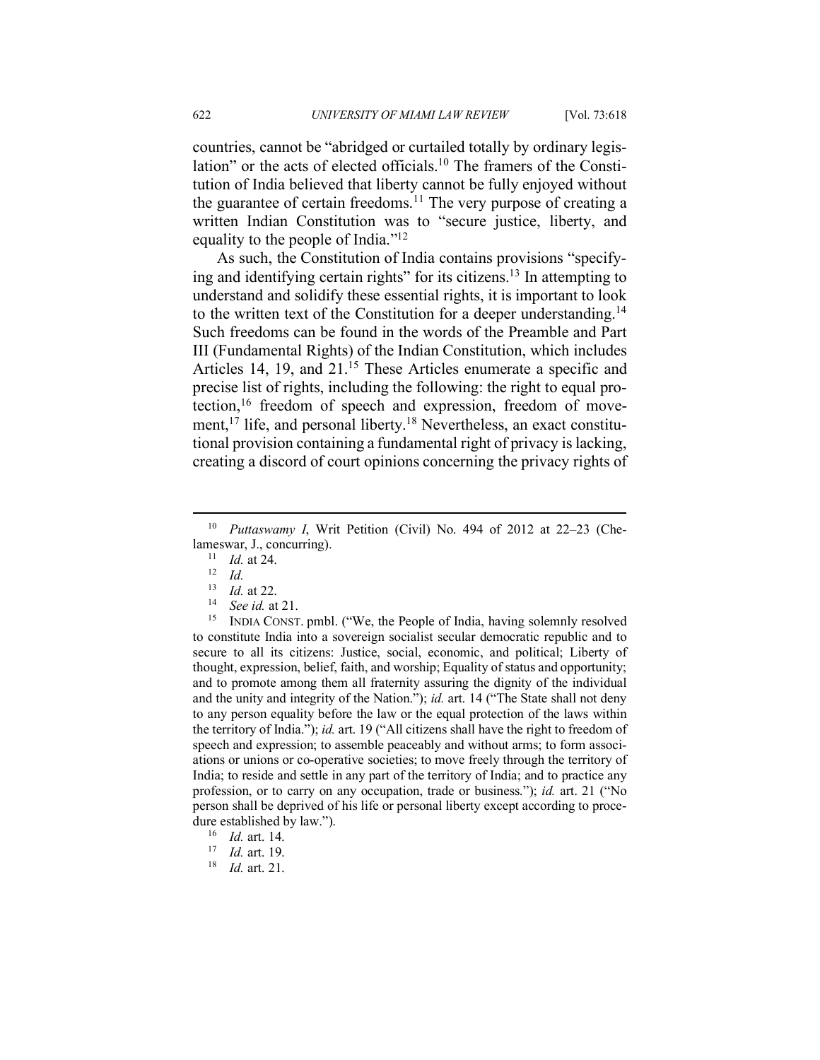countries, cannot be "abridged or curtailed totally by ordinary legislation" or the acts of elected officials.[10] The framers of the Constitution of India believed that liberty cannot be fully enjoyed without the guarantee of certain freedoms.[11] The very purpose of creating a written Indian Constitution was to "secure justice, liberty, and equality to the people of India."[12]

As such, the Constitution of India contains provisions "specifying and identifying certain rights" for its citizens.[13] In attempting to understand and solidify these essential rights, it is important to look to the written text of the Constitution for a deeper understanding.[14] Such freedoms can be found in the words of the Preamble and Part III (Fundamental Rights) of the Indian Constitution, which includes Articles 14, 19, and 21.[15] These Articles enumerate a specific and precise list of rights, including the following: the right to equal protection,[16] freedom of speech and expression, freedom of movement,[17] life, and personal liberty.[18] Nevertheless, an exact constitutional provision containing a fundamental right of privacy is lacking, creating a discord of court opinions concerning the privacy rights of

---

[10] *Puttaswamy I*, Writ Petition (Civil) No. 494 of 2012 at 22–23 (Chelameswar, J., concurring).

[11] *Id.* at 24.

[12] *Id.*

[13] *Id.* at 22.

[14] *See id.* at 21.

[15] INDIA CONST. pmbl. ("We, the People of India, having solemnly resolved to constitute India into a sovereign socialist secular democratic republic and to secure to all its citizens: Justice, social, economic, and political; Liberty of thought, expression, belief, faith, and worship; Equality of status and opportunity; and to promote among them all fraternity assuring the dignity of the individual and the unity and integrity of the Nation."); *id.* art. 14 ("The State shall not deny to any person equality before the law or the equal protection of the laws within the territory of India."); *id.* art. 19 ("All citizens shall have the right to freedom of speech and expression; to assemble peaceably and without arms; to form associations or unions or co-operative societies; to move freely through the territory of India; to reside and settle in any part of the territory of India; and to practice any profession, or to carry on any occupation, trade or business."); *id.* art. 21 ("No person shall be deprived of his life or personal liberty except according to procedure established by law.").

[16] *Id.* art. 14.

[17] *Id.* art. 19.

[18] *Id.* art. 21.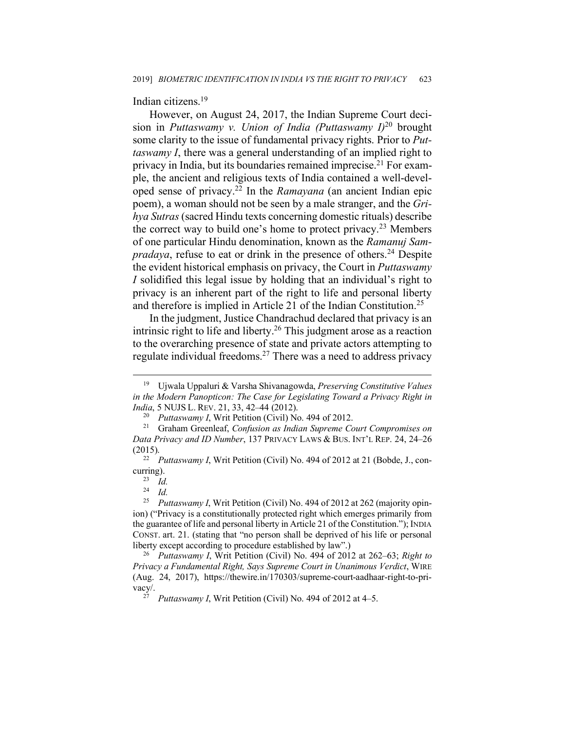Indian citizens.[19]

However, on August 24, 2017, the Indian Supreme Court decision in *Puttaswamy v. Union of India (Puttaswamy I)*[20] brought some clarity to the issue of fundamental privacy rights. Prior to *Puttaswamy I*, there was a general understanding of an implied right to privacy in India, but its boundaries remained imprecise.[21] For example, the ancient and religious texts of India contained a well-developed sense of privacy.[22] In the *Ramayana* (an ancient Indian epic poem), a woman should not be seen by a male stranger, and the *Grihya Sutras* (sacred Hindu texts concerning domestic rituals) describe the correct way to build one's home to protect privacy.[23] Members of one particular Hindu denomination, known as the *Ramanuj Sampradaya*, refuse to eat or drink in the presence of others.[24] Despite the evident historical emphasis on privacy, the Court in *Puttaswamy I* solidified this legal issue by holding that an individual's right to privacy is an inherent part of the right to life and personal liberty and therefore is implied in Article 21 of the Indian Constitution.[25]

In the judgment, Justice Chandrachud declared that privacy is an intrinsic right to life and liberty.[26] This judgment arose as a reaction to the overarching presence of state and private actors attempting to regulate individual freedoms.[27] There was a need to address privacy

---

[19] Ujwala Uppaluri & Varsha Shivanagowda, *Preserving Constitutive Values in the Modern Panopticon: The Case for Legislating Toward a Privacy Right in India*, 5 NUJS L. REV. 21, 33, 42–44 (2012).

[20] *Puttaswamy I*, Writ Petition (Civil) No. 494 of 2012.

[21] Graham Greenleaf, *Confusion as Indian Supreme Court Compromises on Data Privacy and ID Number*, 137 PRIVACY LAWS & BUS. INT'L REP. 24, 24–26 (2015).

[22] *Puttaswamy I*, Writ Petition (Civil) No. 494 of 2012 at 21 (Bobde, J., concurring).

[23] *Id.*

[24] *Id.*

[25] *Puttaswamy I*, Writ Petition (Civil) No. 494 of 2012 at 262 (majority opinion) ("Privacy is a constitutionally protected right which emerges primarily from the guarantee of life and personal liberty in Article 21 of the Constitution."); INDIA CONST. art. 21. (stating that "no person shall be deprived of his life or personal liberty except according to procedure established by law".)

[26] *Puttaswamy I*, Writ Petition (Civil) No. 494 of 2012 at 262–63; *Right to Privacy a Fundamental Right, Says Supreme Court in Unanimous Verdict*, WIRE (Aug. 24, 2017), https://thewire.in/170303/supreme-court-aadhaar-right-to-privacy/.

[27] *Puttaswamy I*, Writ Petition (Civil) No. 494 of 2012 at 4–5.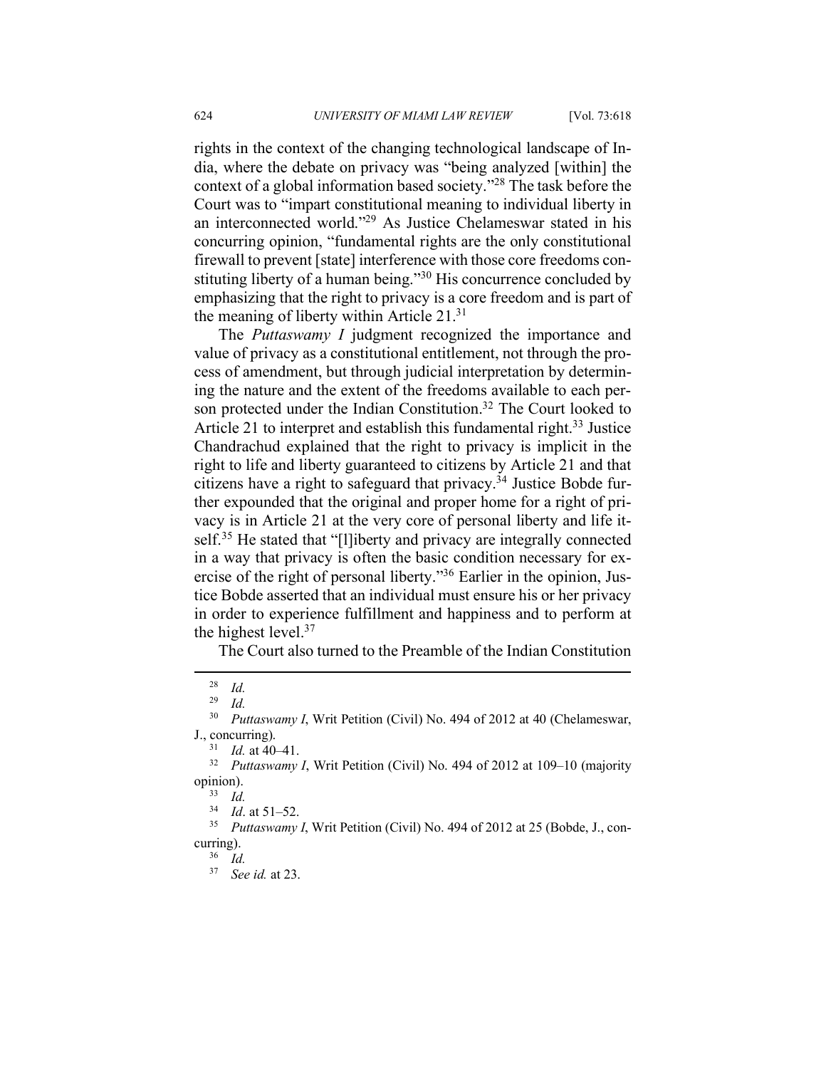rights in the context of the changing technological landscape of India, where the debate on privacy was "being analyzed [within] the context of a global information based society."[28] The task before the Court was to "impart constitutional meaning to individual liberty in an interconnected world."[29] As Justice Chelameswar stated in his concurring opinion, "fundamental rights are the only constitutional firewall to prevent [state] interference with those core freedoms constituting liberty of a human being."[30] His concurrence concluded by emphasizing that the right to privacy is a core freedom and is part of the meaning of liberty within Article 21.[31]

The *Puttaswamy I* judgment recognized the importance and value of privacy as a constitutional entitlement, not through the process of amendment, but through judicial interpretation by determining the nature and the extent of the freedoms available to each person protected under the Indian Constitution.[32] The Court looked to Article 21 to interpret and establish this fundamental right.[33] Justice Chandrachud explained that the right to privacy is implicit in the right to life and liberty guaranteed to citizens by Article 21 and that citizens have a right to safeguard that privacy.[34] Justice Bobde further expounded that the original and proper home for a right of privacy is in Article 21 at the very core of personal liberty and life itself.[35] He stated that "[l]iberty and privacy are integrally connected in a way that privacy is often the basic condition necessary for exercise of the right of personal liberty."[36] Earlier in the opinion, Justice Bobde asserted that an individual must ensure his or her privacy in order to experience fulfillment and happiness and to perform at the highest level.[37]

The Court also turned to the Preamble of the Indian Constitution

---

[28] *Id.*

[29] *Id.*

[30] *Puttaswamy I*, Writ Petition (Civil) No. 494 of 2012 at 40 (Chelameswar, J., concurring).

[31] *Id.* at 40–41.

[32] *Puttaswamy I*, Writ Petition (Civil) No. 494 of 2012 at 109–10 (majority opinion).

[33] *Id.*

[34] *Id*. at 51–52.

[35] *Puttaswamy I*, Writ Petition (Civil) No. 494 of 2012 at 25 (Bobde, J., concurring).

[36] *Id.*

[37] *See id.* at 23.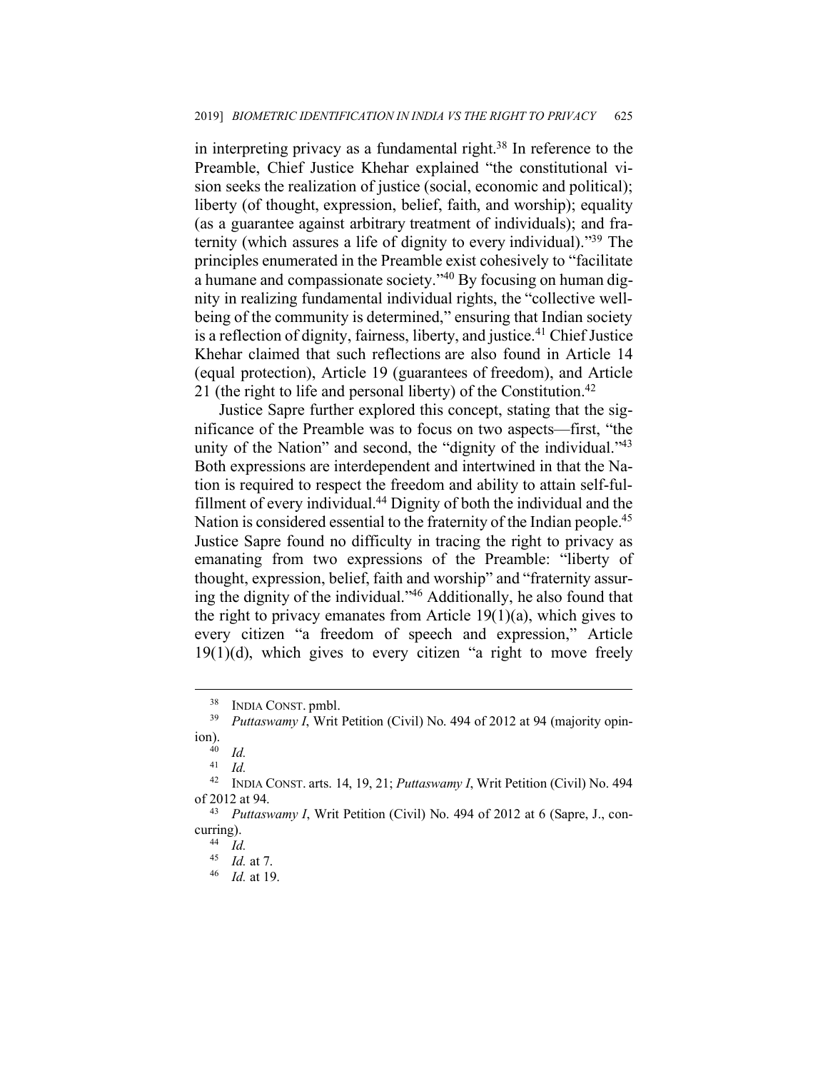in interpreting privacy as a fundamental right.[38] In reference to the Preamble, Chief Justice Khehar explained "the constitutional vision seeks the realization of justice (social, economic and political); liberty (of thought, expression, belief, faith, and worship); equality (as a guarantee against arbitrary treatment of individuals); and fraternity (which assures a life of dignity to every individual)."[39] The principles enumerated in the Preamble exist cohesively to "facilitate a humane and compassionate society."[40] By focusing on human dignity in realizing fundamental individual rights, the "collective wellbeing of the community is determined," ensuring that Indian society is a reflection of dignity, fairness, liberty, and justice.[41] Chief Justice Khehar claimed that such reflections are also found in Article 14 (equal protection), Article 19 (guarantees of freedom), and Article 21 (the right to life and personal liberty) of the Constitution.[42]

Justice Sapre further explored this concept, stating that the significance of the Preamble was to focus on two aspects—first, "the unity of the Nation" and second, the "dignity of the individual."[43] Both expressions are interdependent and intertwined in that the Nation is required to respect the freedom and ability to attain self-fulfillment of every individual.[44] Dignity of both the individual and the Nation is considered essential to the fraternity of the Indian people.[45] Justice Sapre found no difficulty in tracing the right to privacy as emanating from two expressions of the Preamble: "liberty of thought, expression, belief, faith and worship" and "fraternity assuring the dignity of the individual."[46] Additionally, he also found that the right to privacy emanates from Article 19(1)(a), which gives to every citizen "a freedom of speech and expression," Article 19(1)(d), which gives to every citizen "a right to move freely

---

[38] INDIA CONST. pmbl.

[39] *Puttaswamy I*, Writ Petition (Civil) No. 494 of 2012 at 94 (majority opinion).

[40] *Id.*

[41] *Id.*

[42] INDIA CONST. arts. 14, 19, 21; *Puttaswamy I*, Writ Petition (Civil) No. 494 of 2012 at 94.

[43] *Puttaswamy I*, Writ Petition (Civil) No. 494 of 2012 at 6 (Sapre, J., concurring).

[44] *Id.*

[45] *Id.* at 7.

[46] *Id.* at 19.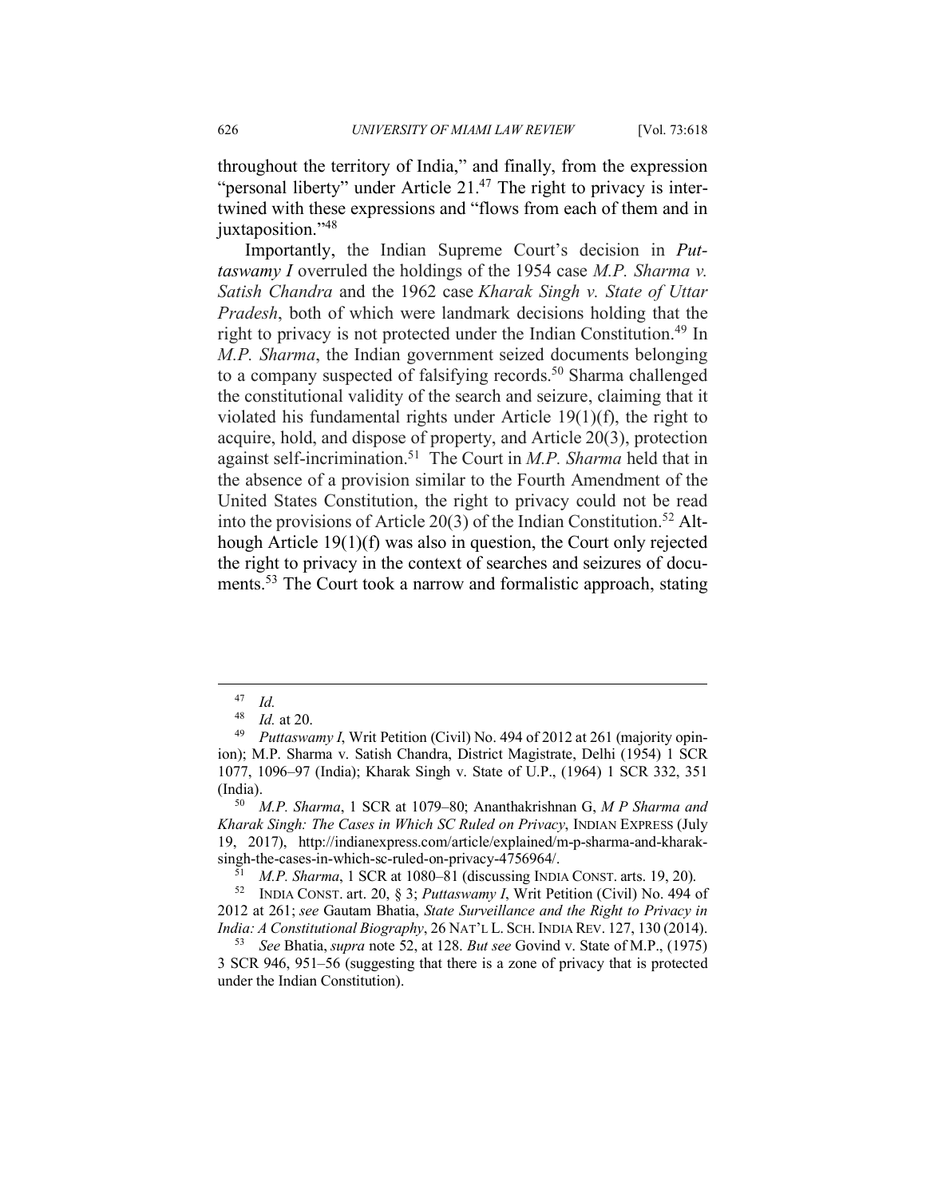throughout the territory of India," and finally, from the expression "personal liberty" under Article 21.[47] The right to privacy is intertwined with these expressions and "flows from each of them and in juxtaposition."[48]

Importantly, the Indian Supreme Court's decision in *Puttaswamy I* overruled the holdings of the 1954 case *M.P. Sharma v. Satish Chandra* and the 1962 case *Kharak Singh v. State of Uttar Pradesh*, both of which were landmark decisions holding that the right to privacy is not protected under the Indian Constitution.[49] In *M.P. Sharma*, the Indian government seized documents belonging to a company suspected of falsifying records.[50] Sharma challenged the constitutional validity of the search and seizure, claiming that it violated his fundamental rights under Article 19(1)(f), the right to acquire, hold, and dispose of property, and Article 20(3), protection against self-incrimination.[51] The Court in *M.P. Sharma* held that in the absence of a provision similar to the Fourth Amendment of the United States Constitution, the right to privacy could not be read into the provisions of Article 20(3) of the Indian Constitution.[52] Although Article 19(1)(f) was also in question, the Court only rejected the right to privacy in the context of searches and seizures of documents.[53] The Court took a narrow and formalistic approach, stating

---

[47] *Id.*

[48] *Id.* at 20.

[49] *Puttaswamy I*, Writ Petition (Civil) No. 494 of 2012 at 261 (majority opinion); M.P. Sharma v. Satish Chandra, District Magistrate, Delhi (1954) 1 SCR 1077, 1096–97 (India); Kharak Singh v. State of U.P., (1964) 1 SCR 332, 351 (India).

[50] *M.P. Sharma*, 1 SCR at 1079–80; Ananthakrishnan G, *M P Sharma and Kharak Singh: The Cases in Which SC Ruled on Privacy*, INDIAN EXPRESS (July 19, 2017), http://indianexpress.com/article/explained/m-p-sharma-and-kharak-singh-the-cases-in-which-sc-ruled-on-privacy-4756964/.

[51] *M.P. Sharma*, 1 SCR at 1080–81 (discussing INDIA CONST. arts. 19, 20).

[52] INDIA CONST. art. 20, § 3; *Puttaswamy I*, Writ Petition (Civil) No. 494 of 2012 at 261; *see* Gautam Bhatia, *State Surveillance and the Right to Privacy in India: A Constitutional Biography*, 26 NAT'L L. SCH. INDIA REV. 127, 130 (2014).

[53] *See* Bhatia, *supra* note 52, at 128. *But see* Govind v. State of M.P., (1975) 3 SCR 946, 951–56 (suggesting that there is a zone of privacy that is protected under the Indian Constitution).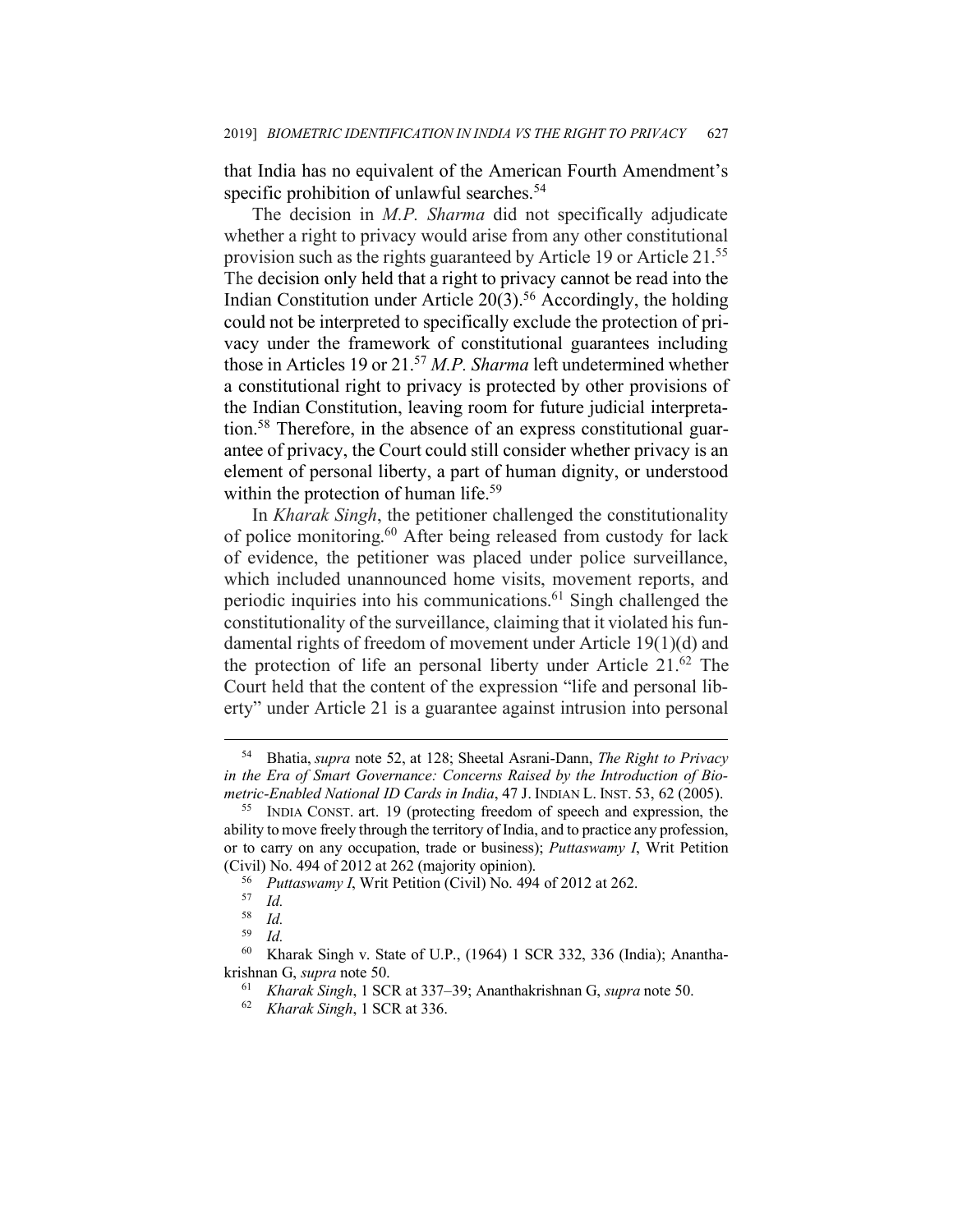that India has no equivalent of the American Fourth Amendment's specific prohibition of unlawful searches.[54]

The decision in *M.P. Sharma* did not specifically adjudicate whether a right to privacy would arise from any other constitutional provision such as the rights guaranteed by Article 19 or Article 21.[55] The decision only held that a right to privacy cannot be read into the Indian Constitution under Article 20(3).[56] Accordingly, the holding could not be interpreted to specifically exclude the protection of privacy under the framework of constitutional guarantees including those in Articles 19 or 21.[57] *M.P. Sharma* left undetermined whether a constitutional right to privacy is protected by other provisions of the Indian Constitution, leaving room for future judicial interpretation.[58] Therefore, in the absence of an express constitutional guarantee of privacy, the Court could still consider whether privacy is an element of personal liberty, a part of human dignity, or understood within the protection of human life.[59]

In *Kharak Singh*, the petitioner challenged the constitutionality of police monitoring.[60] After being released from custody for lack of evidence, the petitioner was placed under police surveillance, which included unannounced home visits, movement reports, and periodic inquiries into his communications.[61] Singh challenged the constitutionality of the surveillance, claiming that it violated his fundamental rights of freedom of movement under Article 19(1)(d) and the protection of life an personal liberty under Article 21.[62] The Court held that the content of the expression "life and personal liberty" under Article 21 is a guarantee against intrusion into personal

---

[54] Bhatia, *supra* note 52, at 128; Sheetal Asrani-Dann, *The Right to Privacy in the Era of Smart Governance: Concerns Raised by the Introduction of Biometric-Enabled National ID Cards in India*, 47 J. INDIAN L. INST. 53, 62 (2005).

[55] INDIA CONST. art. 19 (protecting freedom of speech and expression, the ability to move freely through the territory of India, and to practice any profession, or to carry on any occupation, trade or business); *Puttaswamy I*, Writ Petition (Civil) No. 494 of 2012 at 262 (majority opinion).

[56] *Puttaswamy I*, Writ Petition (Civil) No. 494 of 2012 at 262.

[57] *Id.*

[58] *Id.*

[59] *Id.*

[60] Kharak Singh v. State of U.P., (1964) 1 SCR 332, 336 (India); Ananthakrishnan G, *supra* note 50.

[61] *Kharak Singh*, 1 SCR at 337–39; Ananthakrishnan G, *supra* note 50.

[62] *Kharak Singh*, 1 SCR at 336.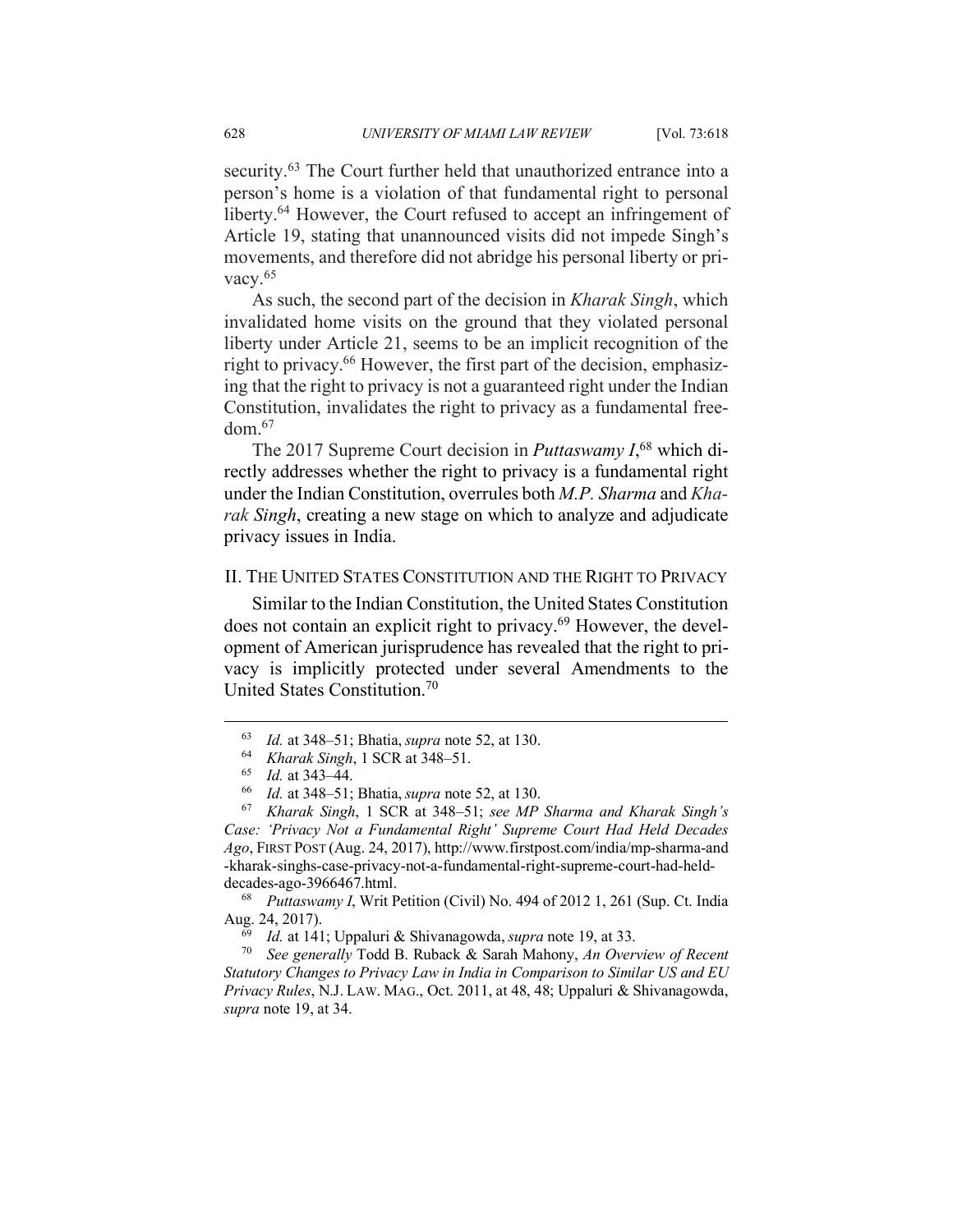security.[63] The Court further held that unauthorized entrance into a person's home is a violation of that fundamental right to personal liberty.[64] However, the Court refused to accept an infringement of Article 19, stating that unannounced visits did not impede Singh's movements, and therefore did not abridge his personal liberty or privacy.[65]

As such, the second part of the decision in *Kharak Singh*, which invalidated home visits on the ground that they violated personal liberty under Article 21, seems to be an implicit recognition of the right to privacy.[66] However, the first part of the decision, emphasizing that the right to privacy is not a guaranteed right under the Indian Constitution, invalidates the right to privacy as a fundamental freedom.[67]

The 2017 Supreme Court decision in *Puttaswamy I*,[68] which directly addresses whether the right to privacy is a fundamental right under the Indian Constitution, overrules both *M.P. Sharma* and *Kharak Singh*, creating a new stage on which to analyze and adjudicate privacy issues in India.

## II. The United States Constitution and the Right to Privacy

Similar to the Indian Constitution, the United States Constitution does not contain an explicit right to privacy.[69] However, the development of American jurisprudence has revealed that the right to privacy is implicitly protected under several Amendments to the United States Constitution.[70]

---

[63] *Id.* at 348–51; Bhatia, *supra* note 52, at 130.

[64] *Kharak Singh*, 1 SCR at 348–51.

[65] *Id.* at 343–44.

[66] *Id.* at 348–51; Bhatia, *supra* note 52, at 130.

[67] *Kharak Singh*, 1 SCR at 348–51; *see MP Sharma and Kharak Singh's Case: 'Privacy Not a Fundamental Right' Supreme Court Had Held Decades Ago*, FIRST POST (Aug. 24, 2017), http://www.firstpost.com/india/mp-sharma-and-kharak-singhs-case-privacy-not-a-fundamental-right-supreme-court-had-held-decades-ago-3966467.html.

[68] *Puttaswamy I*, Writ Petition (Civil) No. 494 of 2012 1, 261 (Sup. Ct. India Aug. 24, 2017).

[69] *Id.* at 141; Uppaluri & Shivanagowda, *supra* note 19, at 33.

[70] *See generally* Todd B. Ruback & Sarah Mahony, *An Overview of Recent Statutory Changes to Privacy Law in India in Comparison to Similar US and EU Privacy Rules*, N.J. LAW. MAG., Oct. 2011, at 48, 48; Uppaluri & Shivanagowda, *supra* note 19, at 34.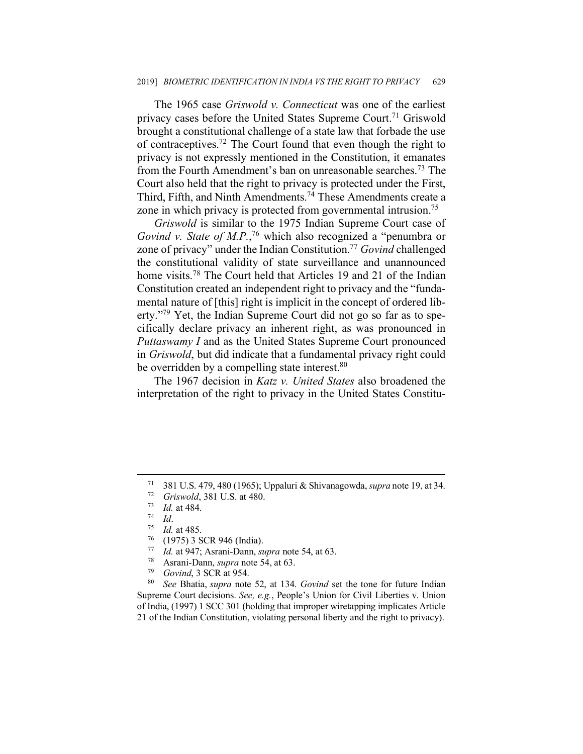The 1965 case *Griswold v. Connecticut* was one of the earliest privacy cases before the United States Supreme Court.[71] Griswold brought a constitutional challenge of a state law that forbade the use of contraceptives.[72] The Court found that even though the right to privacy is not expressly mentioned in the Constitution, it emanates from the Fourth Amendment's ban on unreasonable searches.[73] The Court also held that the right to privacy is protected under the First, Third, Fifth, and Ninth Amendments.[74] These Amendments create a zone in which privacy is protected from governmental intrusion.[75]

*Griswold* is similar to the 1975 Indian Supreme Court case of *Govind v. State of M.P.*,[76] which also recognized a "penumbra or zone of privacy" under the Indian Constitution.[77] *Govind* challenged the constitutional validity of state surveillance and unannounced home visits.[78] The Court held that Articles 19 and 21 of the Indian Constitution created an independent right to privacy and the "fundamental nature of [this] right is implicit in the concept of ordered liberty."[79] Yet, the Indian Supreme Court did not go so far as to specifically declare privacy an inherent right, as was pronounced in *Puttaswamy I* and as the United States Supreme Court pronounced in *Griswold*, but did indicate that a fundamental privacy right could be overridden by a compelling state interest.[80]

The 1967 decision in *Katz v. United States* also broadened the interpretation of the right to privacy in the United States Constitu-

---

[71] 381 U.S. 479, 480 (1965); Uppaluri & Shivanagowda, *supra* note 19, at 34.

[72] *Griswold*, 381 U.S. at 480.

[73] *Id.* at 484.

[74] *Id*.

[75] *Id.* at 485.

[76] (1975) 3 SCR 946 (India).

[77] *Id.* at 947; Asrani-Dann, *supra* note 54, at 63.

[78] Asrani-Dann, *supra* note 54, at 63.

[79] *Govind*, 3 SCR at 954.

[80] *See* Bhatia, *supra* note 52, at 134. *Govind* set the tone for future Indian Supreme Court decisions. *See, e.g.*, People's Union for Civil Liberties v. Union of India, (1997) 1 SCC 301 (holding that improper wiretapping implicates Article 21 of the Indian Constitution, violating personal liberty and the right to privacy).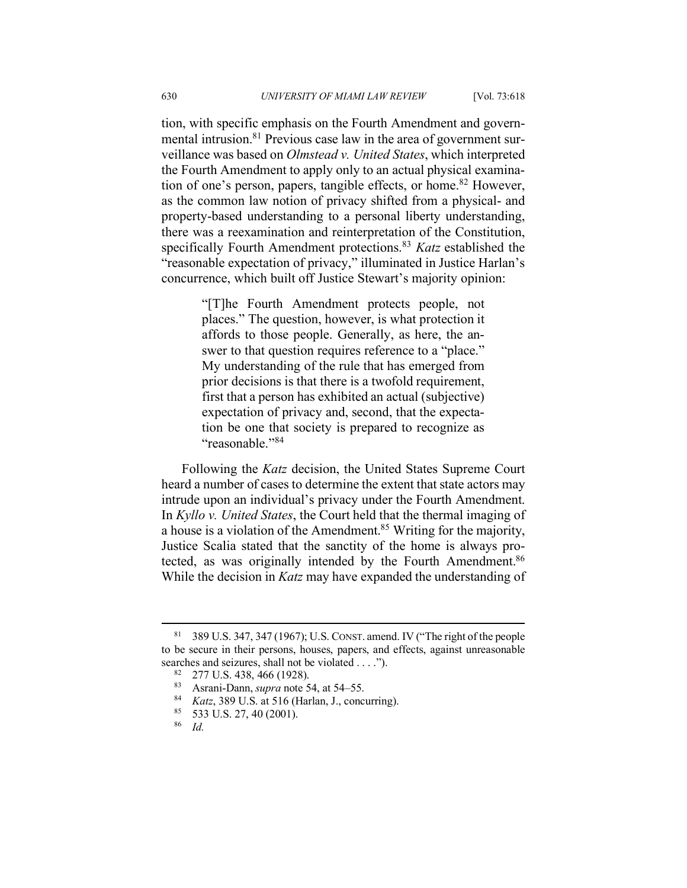tion, with specific emphasis on the Fourth Amendment and governmental intrusion.[81] Previous case law in the area of government surveillance was based on *Olmstead v. United States*, which interpreted the Fourth Amendment to apply only to an actual physical examination of one's person, papers, tangible effects, or home.[82] However, as the common law notion of privacy shifted from a physical- and property-based understanding to a personal liberty understanding, there was a reexamination and reinterpretation of the Constitution, specifically Fourth Amendment protections.[83] *Katz* established the "reasonable expectation of privacy," illuminated in Justice Harlan's concurrence, which built off Justice Stewart's majority opinion:

> "[T]he Fourth Amendment protects people, not places." The question, however, is what protection it affords to those people. Generally, as here, the answer to that question requires reference to a "place." My understanding of the rule that has emerged from prior decisions is that there is a twofold requirement, first that a person has exhibited an actual (subjective) expectation of privacy and, second, that the expectation be one that society is prepared to recognize as "reasonable."[84]

Following the *Katz* decision, the United States Supreme Court heard a number of cases to determine the extent that state actors may intrude upon an individual's privacy under the Fourth Amendment. In *Kyllo v. United States*, the Court held that the thermal imaging of a house is a violation of the Amendment.[85] Writing for the majority, Justice Scalia stated that the sanctity of the home is always protected, as was originally intended by the Fourth Amendment.[86] While the decision in *Katz* may have expanded the understanding of

---

[81] 389 U.S. 347, 347 (1967); U.S. CONST. amend. IV ("The right of the people to be secure in their persons, houses, papers, and effects, against unreasonable searches and seizures, shall not be violated . . . .").

[82] 277 U.S. 438, 466 (1928).

[83] Asrani-Dann, *supra* note 54, at 54–55.

[84] *Katz*, 389 U.S. at 516 (Harlan, J., concurring).

[85] 533 U.S. 27, 40 (2001).

[86] *Id.*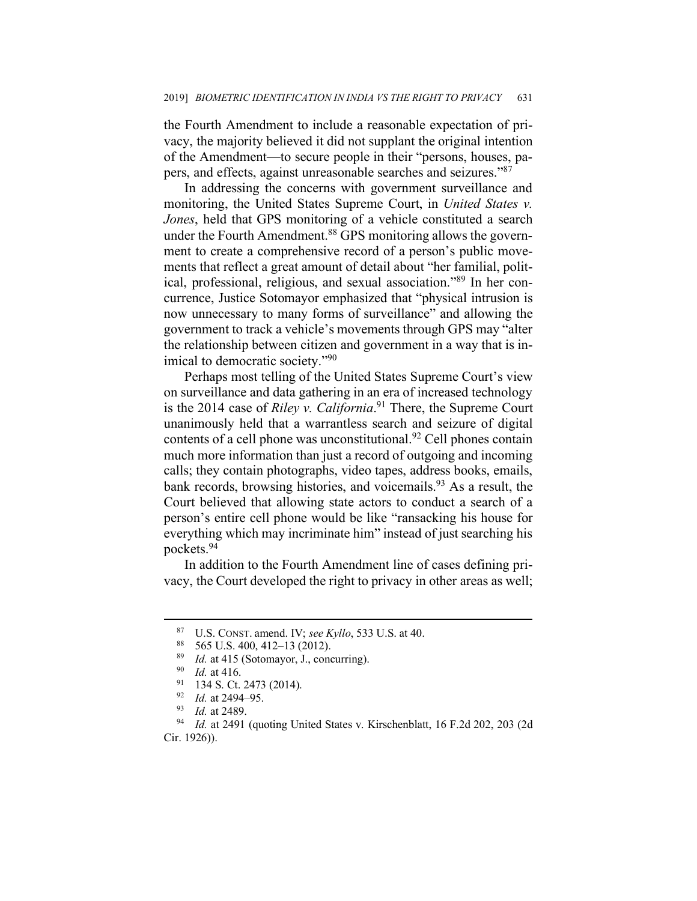the Fourth Amendment to include a reasonable expectation of privacy, the majority believed it did not supplant the original intention of the Amendment—to secure people in their "persons, houses, papers, and effects, against unreasonable searches and seizures."[87]

In addressing the concerns with government surveillance and monitoring, the United States Supreme Court, in *United States v. Jones*, held that GPS monitoring of a vehicle constituted a search under the Fourth Amendment.[88] GPS monitoring allows the government to create a comprehensive record of a person's public movements that reflect a great amount of detail about "her familial, political, professional, religious, and sexual association."[89] In her concurrence, Justice Sotomayor emphasized that "physical intrusion is now unnecessary to many forms of surveillance" and allowing the government to track a vehicle's movements through GPS may "alter the relationship between citizen and government in a way that is inimical to democratic society."[90]

Perhaps most telling of the United States Supreme Court's view on surveillance and data gathering in an era of increased technology is the 2014 case of *Riley v. California*.[91] There, the Supreme Court unanimously held that a warrantless search and seizure of digital contents of a cell phone was unconstitutional.[92] Cell phones contain much more information than just a record of outgoing and incoming calls; they contain photographs, video tapes, address books, emails, bank records, browsing histories, and voicemails.[93] As a result, the Court believed that allowing state actors to conduct a search of a person's entire cell phone would be like "ransacking his house for everything which may incriminate him" instead of just searching his pockets.[94]

In addition to the Fourth Amendment line of cases defining privacy, the Court developed the right to privacy in other areas as well;

---

[87] U.S. CONST. amend. IV; *see Kyllo*, 533 U.S. at 40.

[88] 565 U.S. 400, 412–13 (2012).

[89] *Id.* at 415 (Sotomayor, J., concurring).

[90] *Id.* at 416.

[91] 134 S. Ct. 2473 (2014).

[92] *Id.* at 2494–95.

[93] *Id.* at 2489.

[94] *Id.* at 2491 (quoting United States v. Kirschenblatt, 16 F.2d 202, 203 (2d Cir. 1926)).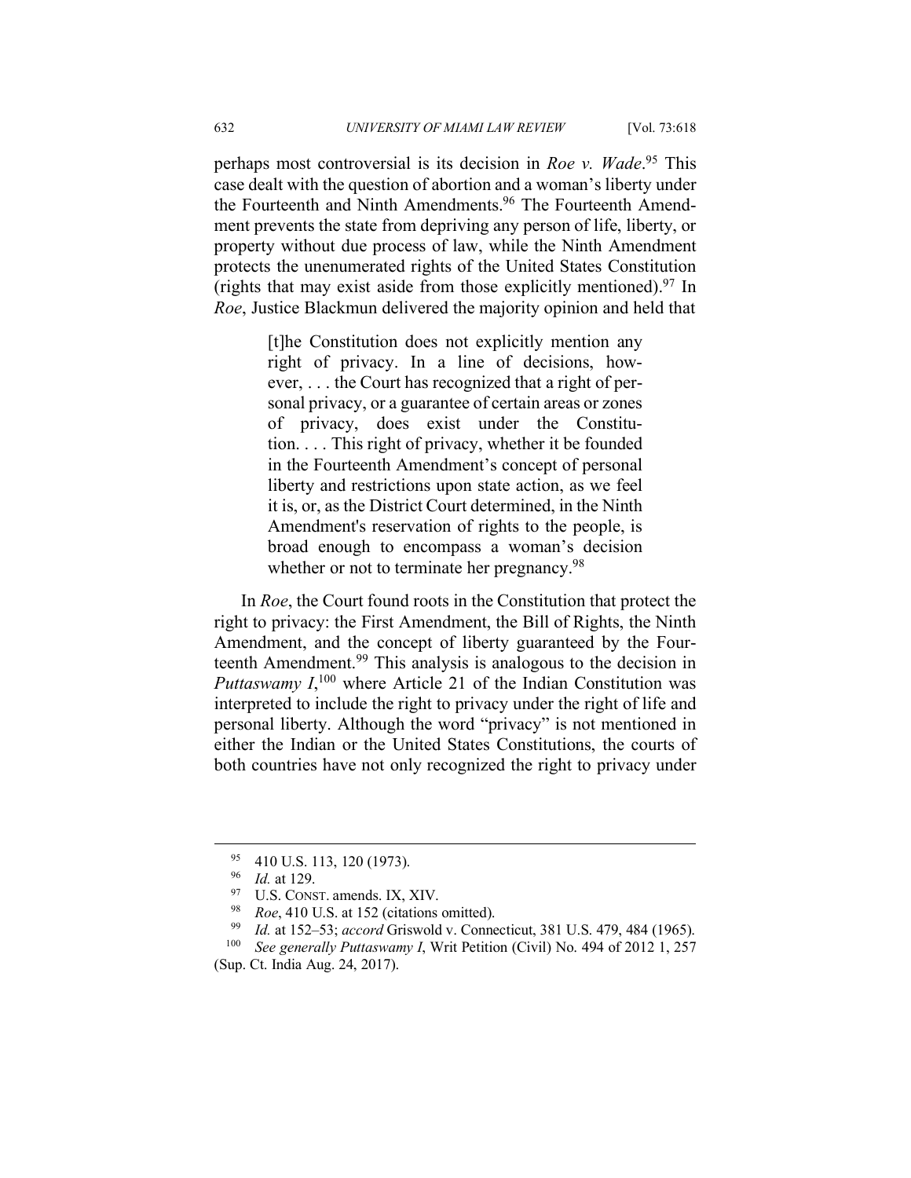perhaps most controversial is its decision in *Roe v. Wade*.[95] This case dealt with the question of abortion and a woman's liberty under the Fourteenth and Ninth Amendments.[96] The Fourteenth Amendment prevents the state from depriving any person of life, liberty, or property without due process of law, while the Ninth Amendment protects the unenumerated rights of the United States Constitution (rights that may exist aside from those explicitly mentioned).[97] In *Roe*, Justice Blackmun delivered the majority opinion and held that

> [t]he Constitution does not explicitly mention any right of privacy. In a line of decisions, however, . . . the Court has recognized that a right of personal privacy, or a guarantee of certain areas or zones of privacy, does exist under the Constitution. . . . This right of privacy, whether it be founded in the Fourteenth Amendment's concept of personal liberty and restrictions upon state action, as we feel it is, or, as the District Court determined, in the Ninth Amendment's reservation of rights to the people, is broad enough to encompass a woman's decision whether or not to terminate her pregnancy.[98]

In *Roe*, the Court found roots in the Constitution that protect the right to privacy: the First Amendment, the Bill of Rights, the Ninth Amendment, and the concept of liberty guaranteed by the Fourteenth Amendment.[99] This analysis is analogous to the decision in *Puttaswamy I*,[100] where Article 21 of the Indian Constitution was interpreted to include the right to privacy under the right of life and personal liberty. Although the word "privacy" is not mentioned in either the Indian or the United States Constitutions, the courts of both countries have not only recognized the right to privacy under

---

[95] 410 U.S. 113, 120 (1973).

[96] *Id.* at 129.

[97] U.S. CONST. amends. IX, XIV.

[98] *Roe*, 410 U.S. at 152 (citations omitted).

[99] *Id.* at 152–53; *accord* Griswold v. Connecticut, 381 U.S. 479, 484 (1965).

[100] *See generally Puttaswamy I*, Writ Petition (Civil) No. 494 of 2012 1, 257 (Sup. Ct. India Aug. 24, 2017).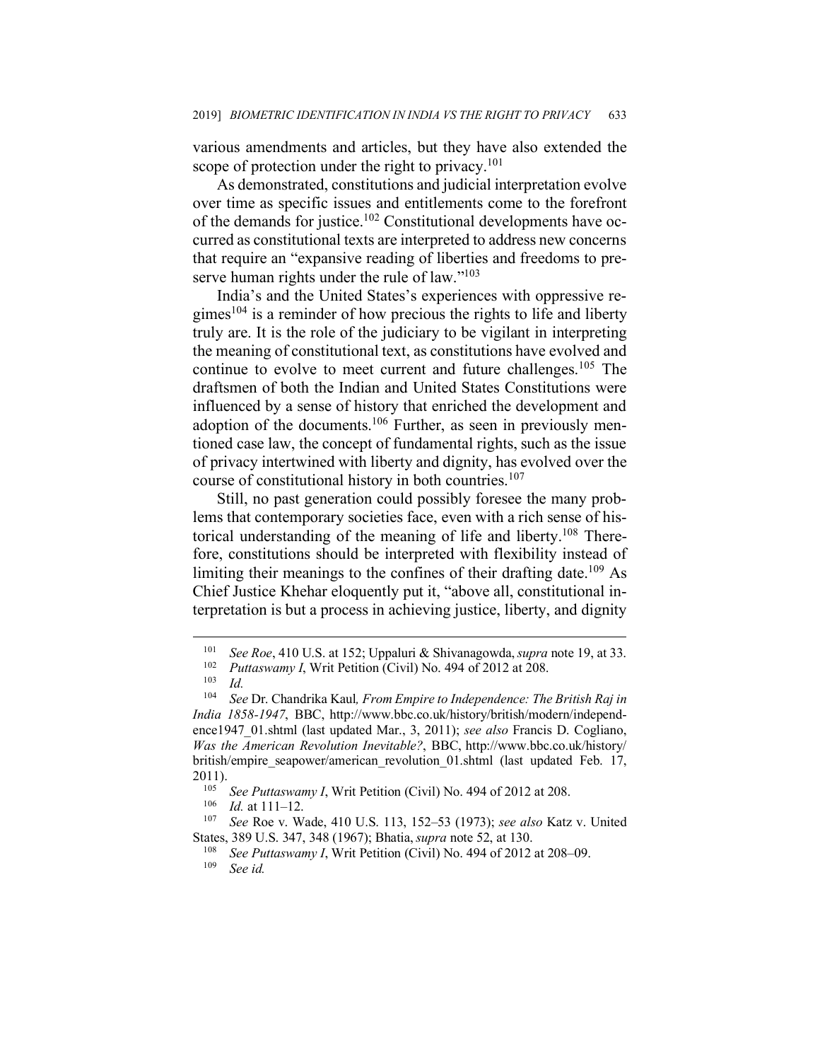various amendments and articles, but they have also extended the scope of protection under the right to privacy.[101]

As demonstrated, constitutions and judicial interpretation evolve over time as specific issues and entitlements come to the forefront of the demands for justice.[102] Constitutional developments have occurred as constitutional texts are interpreted to address new concerns that require an "expansive reading of liberties and freedoms to preserve human rights under the rule of law."[103]

India's and the United States's experiences with oppressive regimes[104] is a reminder of how precious the rights to life and liberty truly are. It is the role of the judiciary to be vigilant in interpreting the meaning of constitutional text, as constitutions have evolved and continue to evolve to meet current and future challenges.[105] The draftsmen of both the Indian and United States Constitutions were influenced by a sense of history that enriched the development and adoption of the documents.[106] Further, as seen in previously mentioned case law, the concept of fundamental rights, such as the issue of privacy intertwined with liberty and dignity, has evolved over the course of constitutional history in both countries.[107]

Still, no past generation could possibly foresee the many problems that contemporary societies face, even with a rich sense of historical understanding of the meaning of life and liberty.[108] Therefore, constitutions should be interpreted with flexibility instead of limiting their meanings to the confines of their drafting date.[109] As Chief Justice Khehar eloquently put it, "above all, constitutional interpretation is but a process in achieving justice, liberty, and dignity

---

[101] *See Roe*, 410 U.S. at 152; Uppaluri & Shivanagowda, *supra* note 19, at 33.

[102] *Puttaswamy I*, Writ Petition (Civil) No. 494 of 2012 at 208.

[103] *Id.*

[104] *See* Dr. Chandrika Kaul*, From Empire to Independence: The British Raj in India 1858-1947*, BBC, http://www.bbc.co.uk/history/british/modern/independence1947_01.shtml (last updated Mar., 3, 2011); *see also* Francis D. Cogliano, *Was the American Revolution Inevitable?*, BBC, http://www.bbc.co.uk/history/british/empire_seapower/american_revolution_01.shtml (last updated Feb. 17, 2011).

[105] *See Puttaswamy I*, Writ Petition (Civil) No. 494 of 2012 at 208.

[106] *Id.* at 111–12.

[107] *See* Roe v. Wade, 410 U.S. 113, 152–53 (1973); *see also* Katz v. United States, 389 U.S. 347, 348 (1967); Bhatia, *supra* note 52, at 130.

[108] *See Puttaswamy I*, Writ Petition (Civil) No. 494 of 2012 at 208–09.

[109] *See id.*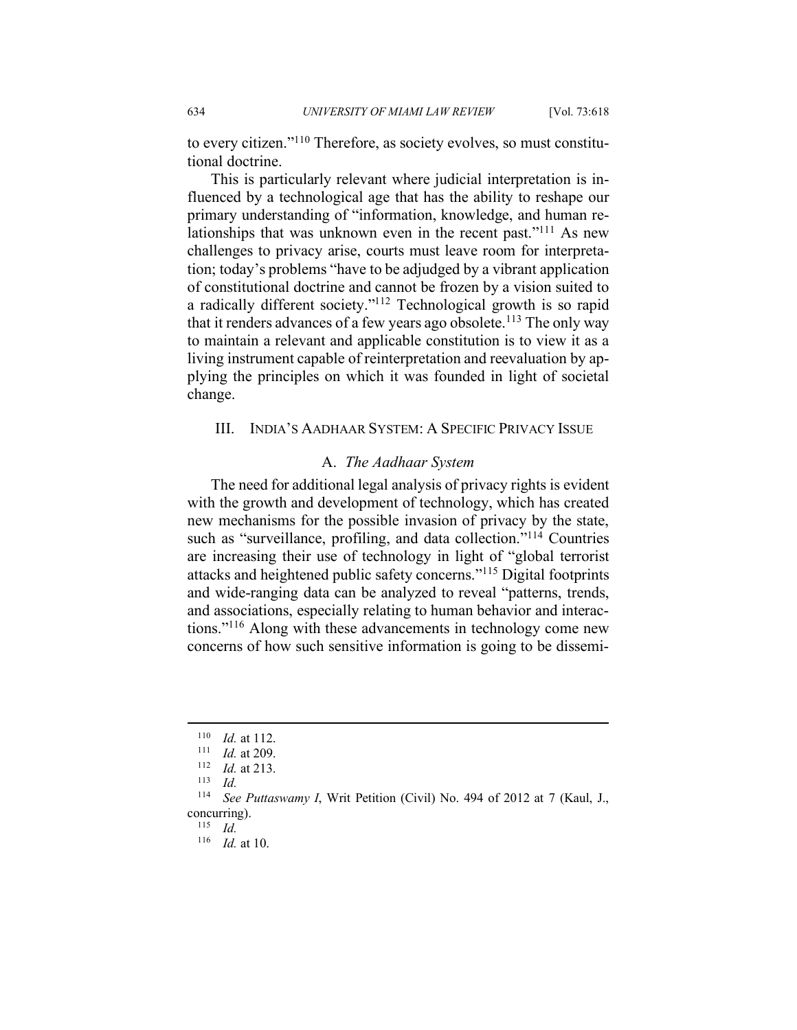to every citizen."[110] Therefore, as society evolves, so must constitutional doctrine.

This is particularly relevant where judicial interpretation is influenced by a technological age that has the ability to reshape our primary understanding of "information, knowledge, and human relationships that was unknown even in the recent past."[111] As new challenges to privacy arise, courts must leave room for interpretation; today's problems "have to be adjudged by a vibrant application of constitutional doctrine and cannot be frozen by a vision suited to a radically different society."[112] Technological growth is so rapid that it renders advances of a few years ago obsolete.[113] The only way to maintain a relevant and applicable constitution is to view it as a living instrument capable of reinterpretation and reevaluation by applying the principles on which it was founded in light of societal change.

## III. India's Aadhaar System: A Specific Privacy Issue

### A. *The Aadhaar System*

The need for additional legal analysis of privacy rights is evident with the growth and development of technology, which has created new mechanisms for the possible invasion of privacy by the state, such as "surveillance, profiling, and data collection."[114] Countries are increasing their use of technology in light of "global terrorist attacks and heightened public safety concerns."[115] Digital footprints and wide-ranging data can be analyzed to reveal "patterns, trends, and associations, especially relating to human behavior and interactions."[116] Along with these advancements in technology come new concerns of how such sensitive information is going to be dissemi-

---

[110] *Id.* at 112.

[111] *Id.* at 209.

[112] *Id.* at 213.

[113] *Id.*

[114] *See Puttaswamy I*, Writ Petition (Civil) No. 494 of 2012 at 7 (Kaul, J., concurring).

[115] *Id.*

[116] *Id.* at 10.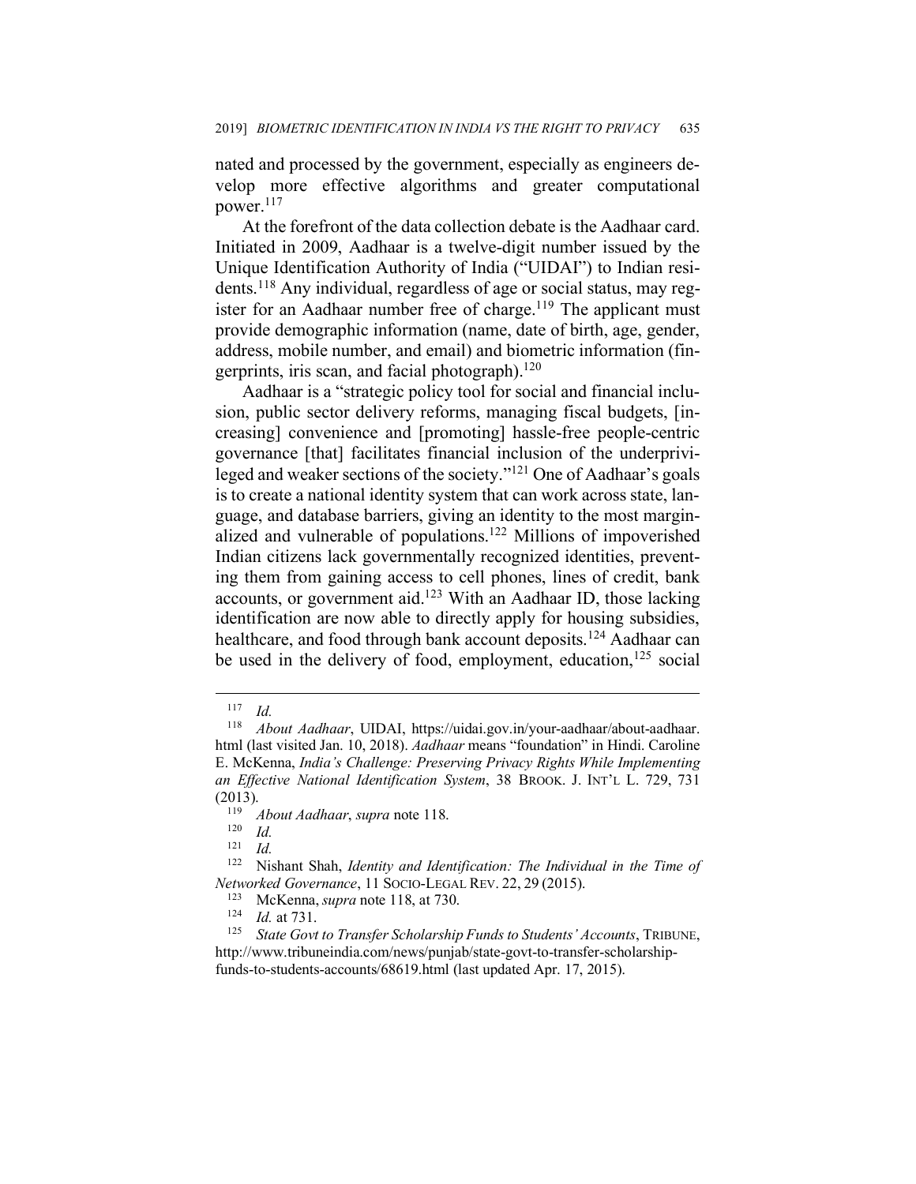nated and processed by the government, especially as engineers develop more effective algorithms and greater computational power.[117]

At the forefront of the data collection debate is the Aadhaar card. Initiated in 2009, Aadhaar is a twelve-digit number issued by the Unique Identification Authority of India ("UIDAI") to Indian residents.[118] Any individual, regardless of age or social status, may register for an Aadhaar number free of charge.[119] The applicant must provide demographic information (name, date of birth, age, gender, address, mobile number, and email) and biometric information (fingerprints, iris scan, and facial photograph).[120]

Aadhaar is a "strategic policy tool for social and financial inclusion, public sector delivery reforms, managing fiscal budgets, [increasing] convenience and [promoting] hassle-free people-centric governance [that] facilitates financial inclusion of the underprivileged and weaker sections of the society."[121] One of Aadhaar's goals is to create a national identity system that can work across state, language, and database barriers, giving an identity to the most marginalized and vulnerable of populations.[122] Millions of impoverished Indian citizens lack governmentally recognized identities, preventing them from gaining access to cell phones, lines of credit, bank accounts, or government aid.[123] With an Aadhaar ID, those lacking identification are now able to directly apply for housing subsidies, healthcare, and food through bank account deposits.[124] Aadhaar can be used in the delivery of food, employment, education,[125] social

---

[117] *Id.*

[118] *About Aadhaar*, UIDAI, https://uidai.gov.in/your-aadhaar/about-aadhaar.html (last visited Jan. 10, 2018). *Aadhaar* means "foundation" in Hindi. Caroline E. McKenna, *India's Challenge: Preserving Privacy Rights While Implementing an Effective National Identification System*, 38 BROOK. J. INT'L L. 729, 731 (2013).

[119] *About Aadhaar*, *supra* note 118.

[120] *Id.*

[121] *Id.*

[122] Nishant Shah, *Identity and Identification: The Individual in the Time of Networked Governance*, 11 SOCIO-LEGAL REV. 22, 29 (2015).

[123] McKenna, *supra* note 118, at 730.

[124] *Id.* at 731.

[125] *State Govt to Transfer Scholarship Funds to Students' Accounts*, TRIBUNE, http://www.tribuneindia.com/news/punjab/state-govt-to-transfer-scholarship-funds-to-students-accounts/68619.html (last updated Apr. 17, 2015).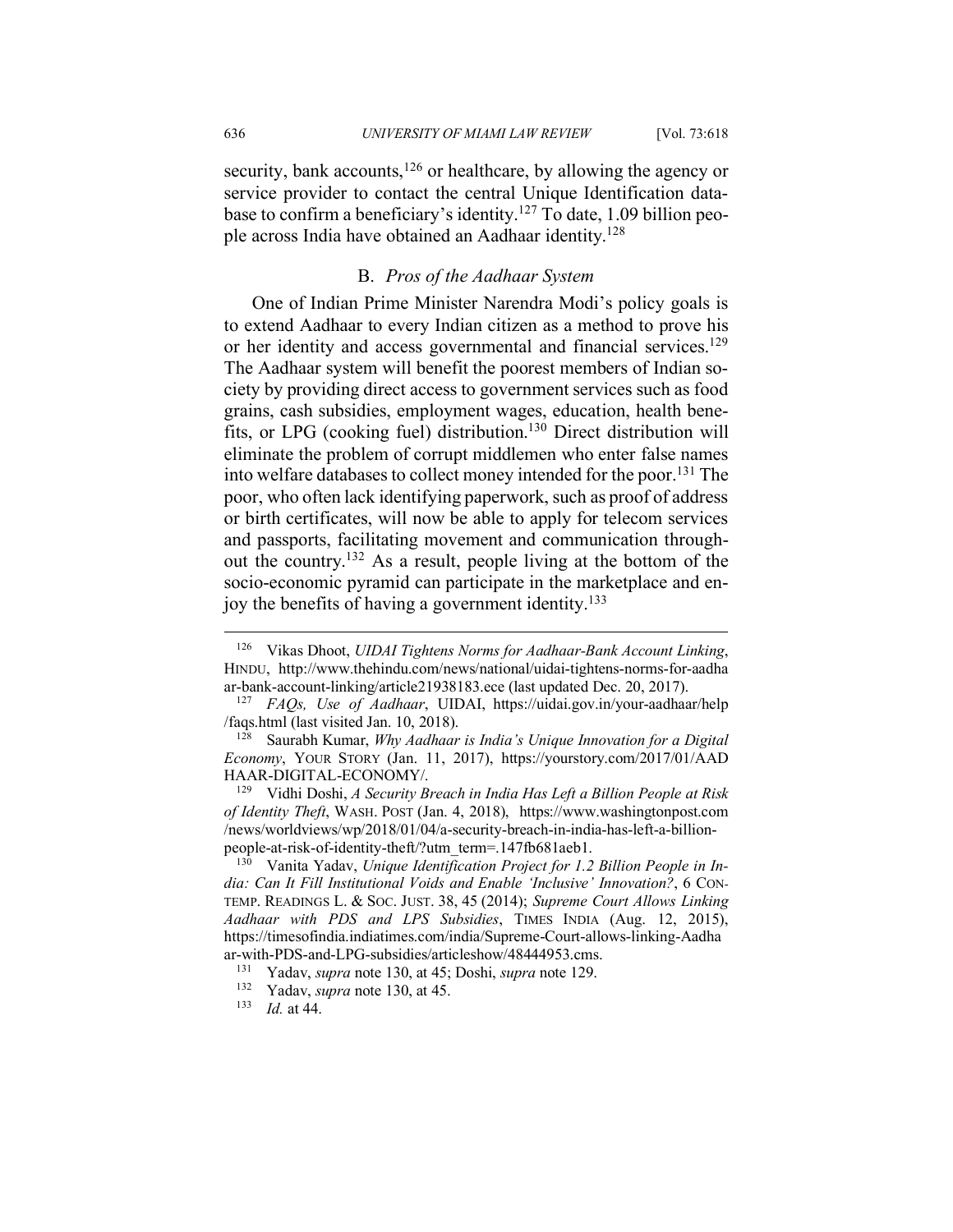security, bank accounts,[126] or healthcare, by allowing the agency or service provider to contact the central Unique Identification database to confirm a beneficiary's identity.[127] To date, 1.09 billion people across India have obtained an Aadhaar identity.[128]

### B. *Pros of the Aadhaar System*

One of Indian Prime Minister Narendra Modi's policy goals is to extend Aadhaar to every Indian citizen as a method to prove his or her identity and access governmental and financial services.[129] The Aadhaar system will benefit the poorest members of Indian society by providing direct access to government services such as food grains, cash subsidies, employment wages, education, health benefits, or LPG (cooking fuel) distribution.[130] Direct distribution will eliminate the problem of corrupt middlemen who enter false names into welfare databases to collect money intended for the poor.[131] The poor, who often lack identifying paperwork, such as proof of address or birth certificates, will now be able to apply for telecom services and passports, facilitating movement and communication throughout the country.[132] As a result, people living at the bottom of the socio-economic pyramid can participate in the marketplace and enjoy the benefits of having a government identity.[133]

---

[126] Vikas Dhoot, *UIDAI Tightens Norms for Aadhaar-Bank Account Linking*, HINDU, http://www.thehindu.com/news/national/uidai-tightens-norms-for-aadhaar-bank-account-linking/article21938183.ece (last updated Dec. 20, 2017).

[127] *FAQs, Use of Aadhaar*, UIDAI, https://uidai.gov.in/your-aadhaar/help/faqs.html (last visited Jan. 10, 2018).

[128] Saurabh Kumar, *Why Aadhaar is India's Unique Innovation for a Digital Economy*, YOUR STORY (Jan. 11, 2017), https://yourstory.com/2017/01/AADHAAR-DIGITAL-ECONOMY/.

[129] Vidhi Doshi, *A Security Breach in India Has Left a Billion People at Risk of Identity Theft*, WASH. POST (Jan. 4, 2018), https://www.washingtonpost.com/news/worldviews/wp/2018/01/04/a-security-breach-in-india-has-left-a-billion-people-at-risk-of-identity-theft/?utm_term=.147fb681aeb1.

[130] Vanita Yadav, *Unique Identification Project for 1.2 Billion People in India: Can It Fill Institutional Voids and Enable 'Inclusive' Innovation?*, 6 CONTEMP. READINGS L. & SOC. JUST. 38, 45 (2014); *Supreme Court Allows Linking Aadhaar with PDS and LPS Subsidies*, TIMES INDIA (Aug. 12, 2015), https://timesofindia.indiatimes.com/india/Supreme-Court-allows-linking-Aadhaar-with-PDS-and-LPG-subsidies/articleshow/48444953.cms.

[131] Yadav, *supra* note 130, at 45; Doshi, *supra* note 129.

[132] Yadav, *supra* note 130, at 45.

[133] *Id.* at 44.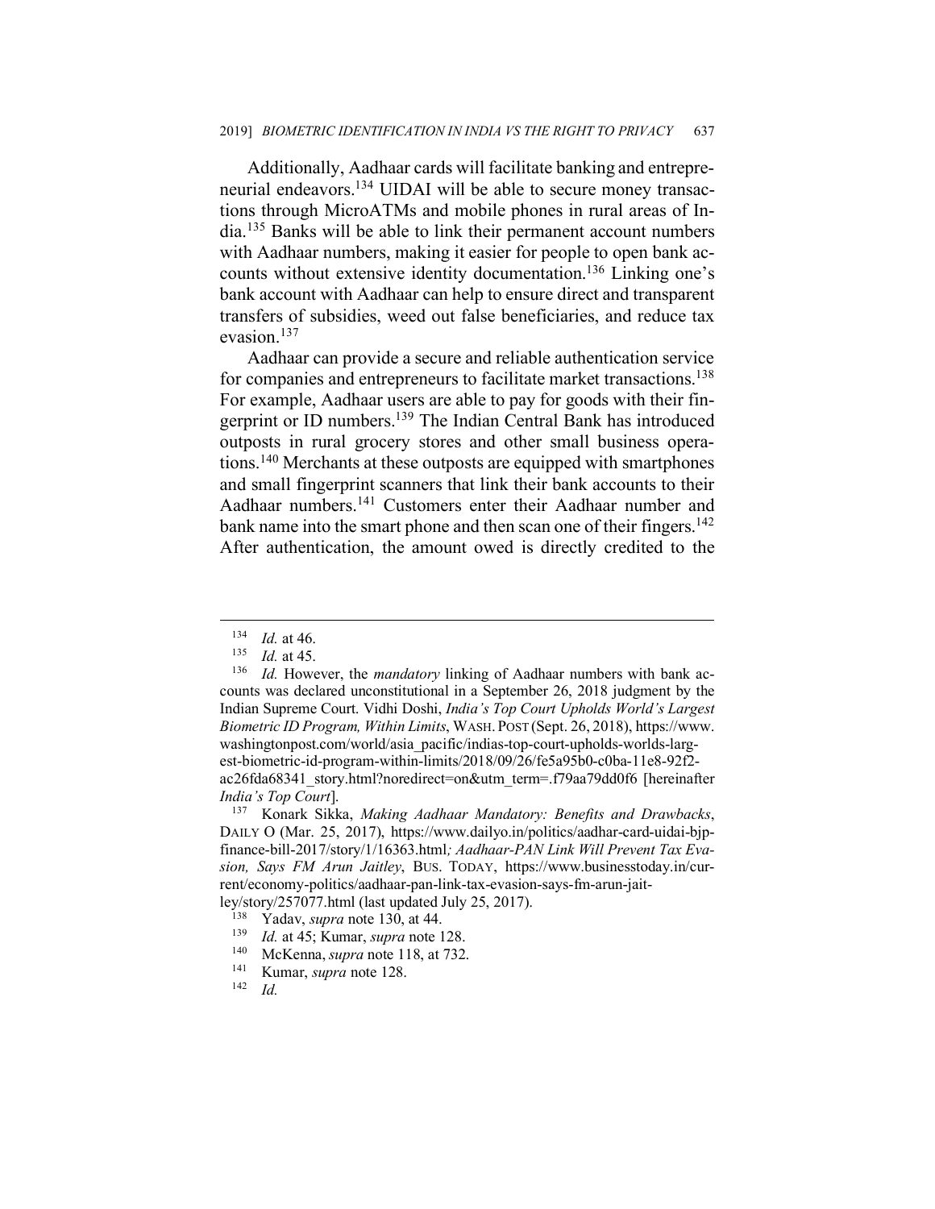Additionally, Aadhaar cards will facilitate banking and entrepreneurial endeavors.[134] UIDAI will be able to secure money transactions through MicroATMs and mobile phones in rural areas of India.[135] Banks will be able to link their permanent account numbers with Aadhaar numbers, making it easier for people to open bank accounts without extensive identity documentation.[136] Linking one's bank account with Aadhaar can help to ensure direct and transparent transfers of subsidies, weed out false beneficiaries, and reduce tax evasion.[137]

Aadhaar can provide a secure and reliable authentication service for companies and entrepreneurs to facilitate market transactions.[138] For example, Aadhaar users are able to pay for goods with their fingerprint or ID numbers.[139] The Indian Central Bank has introduced outposts in rural grocery stores and other small business operations.[140] Merchants at these outposts are equipped with smartphones and small fingerprint scanners that link their bank accounts to their Aadhaar numbers.[141] Customers enter their Aadhaar number and bank name into the smart phone and then scan one of their fingers.[142] After authentication, the amount owed is directly credited to the

---

[134] *Id.* at 46.

[135] *Id.* at 45.

[136] *Id.* However, the *mandatory* linking of Aadhaar numbers with bank accounts was declared unconstitutional in a September 26, 2018 judgment by the Indian Supreme Court. Vidhi Doshi, *India's Top Court Upholds World's Largest Biometric ID Program, Within Limits*, WASH. POST (Sept. 26, 2018), https://www.washingtonpost.com/world/asia_pacific/indias-top-court-upholds-worlds-largest-biometric-id-program-within-limits/2018/09/26/fe5a95b0-c0ba-11e8-92f2-ac26fda68341_story.html?noredirect=on&utm_term=.f79aa79dd0f6 [hereinafter *India's Top Court*].

[137] Konark Sikka, *Making Aadhaar Mandatory: Benefits and Drawbacks*, DAILY O (Mar. 25, 2017), https://www.dailyo.in/politics/aadhar-card-uidai-bjp-finance-bill-2017/story/1/16363.html*; Aadhaar-PAN Link Will Prevent Tax Evasion, Says FM Arun Jaitley*, BUS. TODAY, https://www.businesstoday.in/current/economy-politics/aadhaar-pan-link-tax-evasion-says-fm-arun-jaitley/story/257077.html (last updated July 25, 2017).

[138] Yadav, *supra* note 130, at 44.

[139] *Id.* at 45; Kumar, *supra* note 128.

[140] McKenna, *supra* note 118, at 732.

[141] Kumar, *supra* note 128.

[142] *Id.*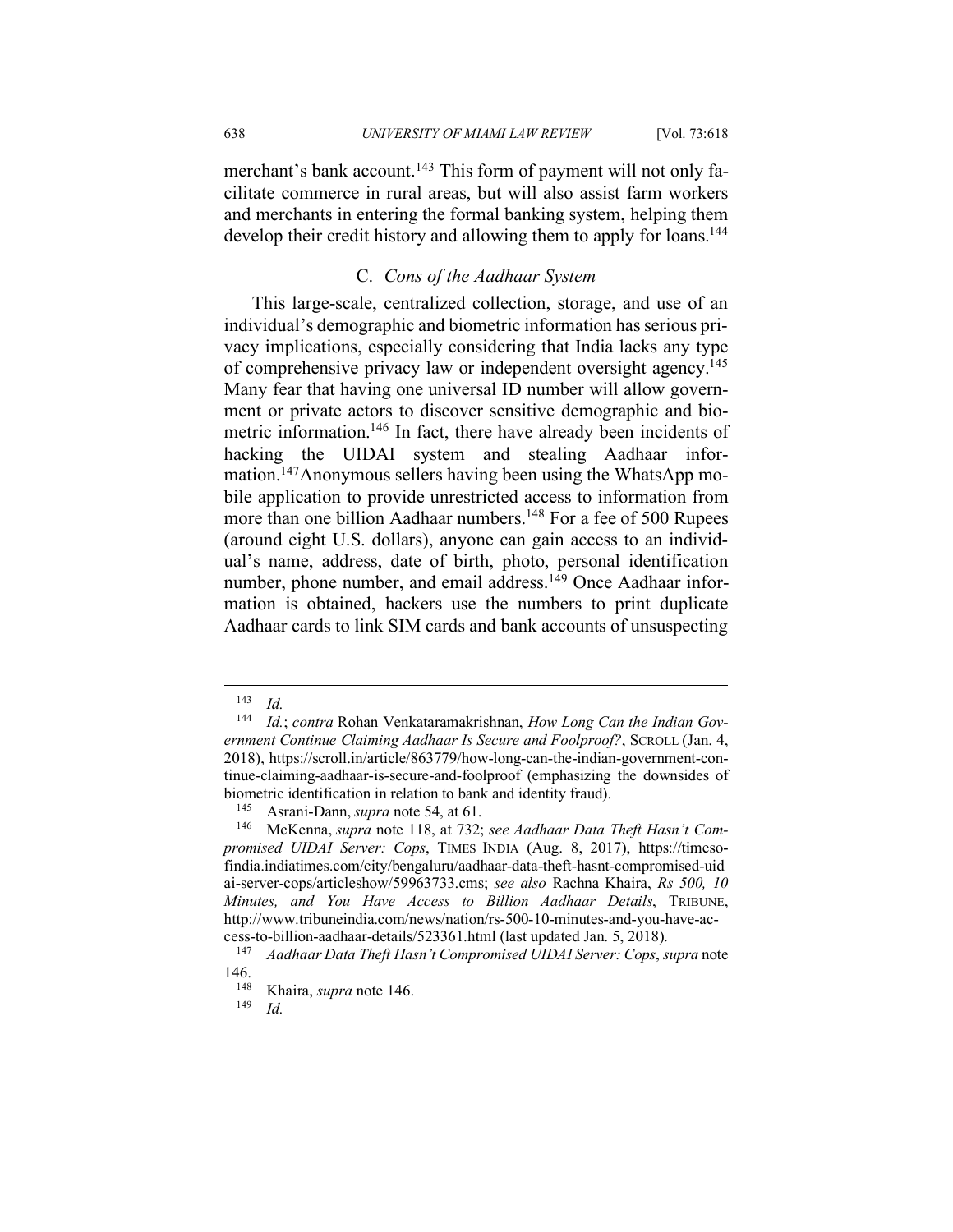merchant's bank account.[143] This form of payment will not only facilitate commerce in rural areas, but will also assist farm workers and merchants in entering the formal banking system, helping them develop their credit history and allowing them to apply for loans.[144]

### C. *Cons of the Aadhaar System*

This large-scale, centralized collection, storage, and use of an individual's demographic and biometric information has serious privacy implications, especially considering that India lacks any type of comprehensive privacy law or independent oversight agency.[145] Many fear that having one universal ID number will allow government or private actors to discover sensitive demographic and biometric information.[146] In fact, there have already been incidents of hacking the UIDAI system and stealing Aadhaar information.[147]Anonymous sellers having been using the WhatsApp mobile application to provide unrestricted access to information from more than one billion Aadhaar numbers.[148] For a fee of 500 Rupees (around eight U.S. dollars), anyone can gain access to an individual's name, address, date of birth, photo, personal identification number, phone number, and email address.[149] Once Aadhaar information is obtained, hackers use the numbers to print duplicate Aadhaar cards to link SIM cards and bank accounts of unsuspecting

---

[143] *Id.*

[144] *Id.*; *contra* Rohan Venkataramakrishnan, *How Long Can the Indian Government Continue Claiming Aadhaar Is Secure and Foolproof?*, SCROLL (Jan. 4, 2018), https://scroll.in/article/863779/how-long-can-the-indian-government-continue-claiming-aadhaar-is-secure-and-foolproof (emphasizing the downsides of biometric identification in relation to bank and identity fraud).

[145] Asrani-Dann, *supra* note 54, at 61.

[146] McKenna, *supra* note 118, at 732; *see Aadhaar Data Theft Hasn't Compromised UIDAI Server: Cops*, TIMES INDIA (Aug. 8, 2017), https://timesofindia.indiatimes.com/city/bengaluru/aadhaar-data-theft-hasnt-compromised-uidai-server-cops/articleshow/59963733.cms; *see also* Rachna Khaira, *Rs 500, 10 Minutes, and You Have Access to Billion Aadhaar Details*, TRIBUNE, http://www.tribuneindia.com/news/nation/rs-500-10-minutes-and-you-have-access-to-billion-aadhaar-details/523361.html (last updated Jan. 5, 2018).

[147] *Aadhaar Data Theft Hasn't Compromised UIDAI Server: Cops*, *supra* note 146.

[148] Khaira, *supra* note 146.

[149] *Id.*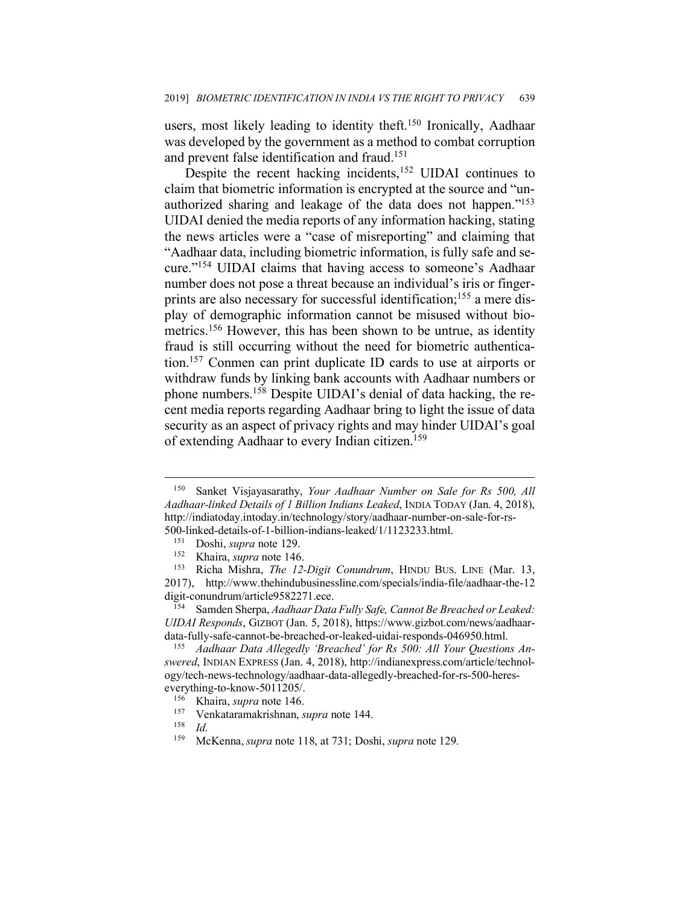users, most likely leading to identity theft.[150] Ironically, Aadhaar was developed by the government as a method to combat corruption and prevent false identification and fraud.[151]

Despite the recent hacking incidents,[152] UIDAI continues to claim that biometric information is encrypted at the source and "unauthorized sharing and leakage of the data does not happen."[153] UIDAI denied the media reports of any information hacking, stating the news articles were a "case of misreporting" and claiming that "Aadhaar data, including biometric information, is fully safe and secure."[154] UIDAI claims that having access to someone's Aadhaar number does not pose a threat because an individual's iris or fingerprints are also necessary for successful identification;[155] a mere display of demographic information cannot be misused without biometrics.[156] However, this has been shown to be untrue, as identity fraud is still occurring without the need for biometric authentication.[157] Conmen can print duplicate ID cards to use at airports or withdraw funds by linking bank accounts with Aadhaar numbers or phone numbers.[158] Despite UIDAI's denial of data hacking, the recent media reports regarding Aadhaar bring to light the issue of data security as an aspect of privacy rights and may hinder UIDAI's goal of extending Aadhaar to every Indian citizen.[159]

---

[150] Sanket Visjayasarathy, *Your Aadhaar Number on Sale for Rs 500, All Aadhaar-linked Details of 1 Billion Indians Leaked*, INDIA TODAY (Jan. 4, 2018), http://indiatoday.intoday.in/technology/story/aadhaar-number-on-sale-for-rs-500-linked-details-of-1-billion-indians-leaked/1/1123233.html.

[151] Doshi, *supra* note 129.

[152] Khaira, *supra* note 146.

[153] Richa Mishra, *The 12-Digit Conundrum*, HINDU BUS. LINE (Mar. 13, 2017), http://www.thehindubusinessline.com/specials/india-file/aadhaar-the-12 digit-conundrum/article9582271.ece.

[154] Samden Sherpa, *Aadhaar Data Fully Safe, Cannot Be Breached or Leaked: UIDAI Responds*, GIZBOT (Jan. 5, 2018), https://www.gizbot.com/news/aadhaar-data-fully-safe-cannot-be-breached-or-leaked-uidai-responds-046950.html.

[155] *Aadhaar Data Allegedly 'Breached' for Rs 500: All Your Questions Answered*, INDIAN EXPRESS (Jan. 4, 2018), http://indianexpress.com/article/technology/tech-news-technology/aadhaar-data-allegedly-breached-for-rs-500-heres-everything-to-know-5011205/.

[156] Khaira, *supra* note 146.

[157] Venkataramakrishnan, *supra* note 144.

[158] *Id.*

[159] McKenna, *supra* note 118, at 731; Doshi, *supra* note 129.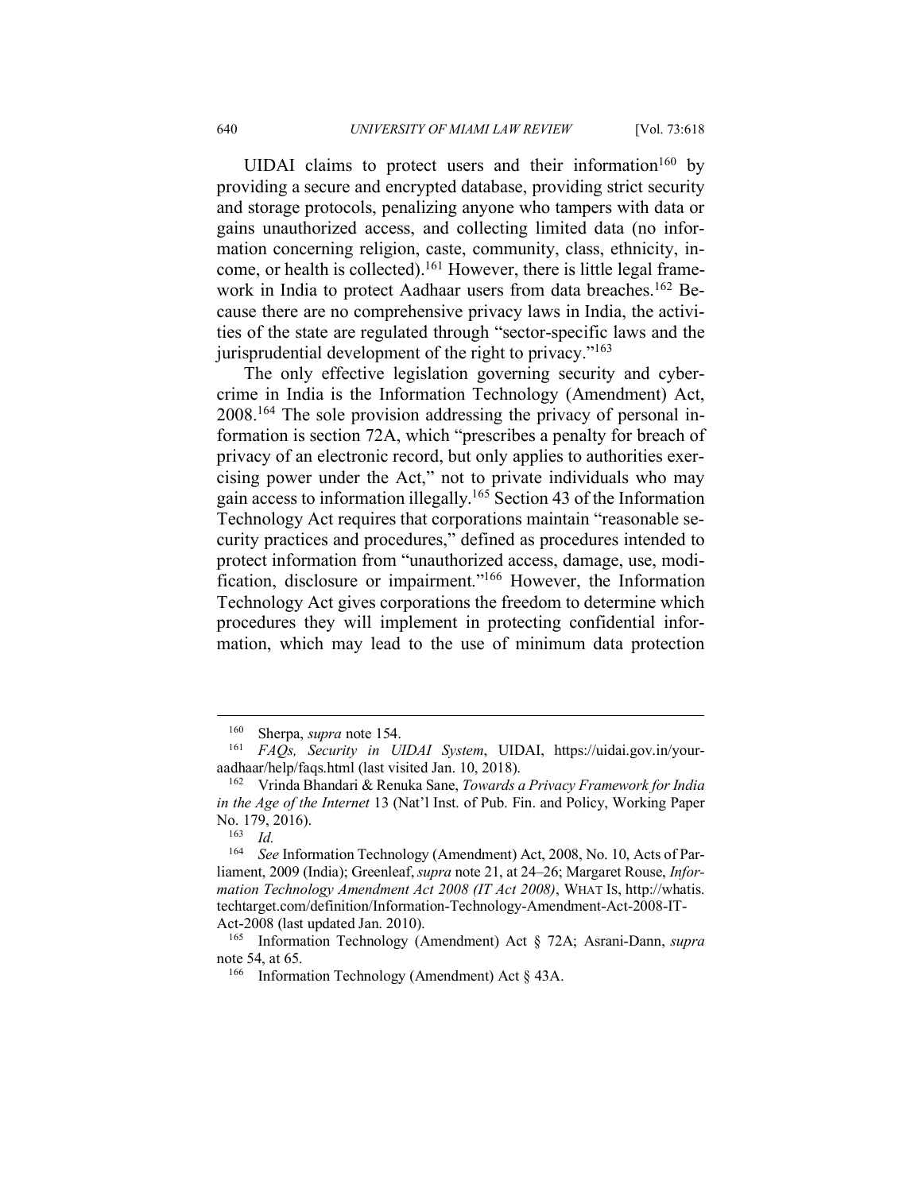UIDAI claims to protect users and their information[160] by providing a secure and encrypted database, providing strict security and storage protocols, penalizing anyone who tampers with data or gains unauthorized access, and collecting limited data (no information concerning religion, caste, community, class, ethnicity, income, or health is collected).[161] However, there is little legal framework in India to protect Aadhaar users from data breaches.[162] Because there are no comprehensive privacy laws in India, the activities of the state are regulated through "sector-specific laws and the jurisprudential development of the right to privacy."[163]

The only effective legislation governing security and cybercrime in India is the Information Technology (Amendment) Act, 2008.[164] The sole provision addressing the privacy of personal information is section 72A, which "prescribes a penalty for breach of privacy of an electronic record, but only applies to authorities exercising power under the Act," not to private individuals who may gain access to information illegally.[165] Section 43 of the Information Technology Act requires that corporations maintain "reasonable security practices and procedures," defined as procedures intended to protect information from "unauthorized access, damage, use, modification, disclosure or impairment."[166] However, the Information Technology Act gives corporations the freedom to determine which procedures they will implement in protecting confidential information, which may lead to the use of minimum data protection

---

[160] Sherpa, *supra* note 154.

[161] *FAQs, Security in UIDAI System*, UIDAI, https://uidai.gov.in/your-aadhaar/help/faqs.html (last visited Jan. 10, 2018).

[162] Vrinda Bhandari & Renuka Sane, *Towards a Privacy Framework for India in the Age of the Internet* 13 (Nat'l Inst. of Pub. Fin. and Policy, Working Paper No. 179, 2016).

[163] *Id.*

[164] *See* Information Technology (Amendment) Act, 2008, No. 10, Acts of Parliament, 2009 (India); Greenleaf, *supra* note 21, at 24–26; Margaret Rouse, *Information Technology Amendment Act 2008 (IT Act 2008)*, WHAT IS, http://whatis.techtarget.com/definition/Information-Technology-Amendment-Act-2008-IT-Act-2008 (last updated Jan. 2010).

[165] Information Technology (Amendment) Act § 72A; Asrani-Dann, *supra* note 54, at 65.

[166] Information Technology (Amendment) Act § 43A.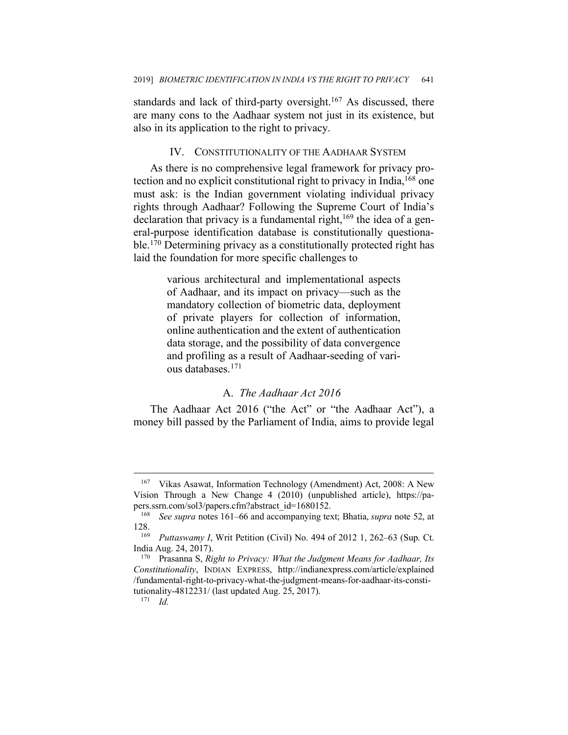standards and lack of third-party oversight.[167] As discussed, there are many cons to the Aadhaar system not just in its existence, but also in its application to the right to privacy.

## IV. CONSTITUTIONALITY OF THE AADHAAR SYSTEM

As there is no comprehensive legal framework for privacy protection and no explicit constitutional right to privacy in India,[168] one must ask: is the Indian government violating individual privacy rights through Aadhaar? Following the Supreme Court of India's declaration that privacy is a fundamental right,[169] the idea of a general-purpose identification database is constitutionally questionable.[170] Determining privacy as a constitutionally protected right has laid the foundation for more specific challenges to

> various architectural and implementational aspects of Aadhaar, and its impact on privacy—such as the mandatory collection of biometric data, deployment of private players for collection of information, online authentication and the extent of authentication data storage, and the possibility of data convergence and profiling as a result of Aadhaar-seeding of various databases.[171]

### A. *The Aadhaar Act 2016*

The Aadhaar Act 2016 ("the Act" or "the Aadhaar Act"), a money bill passed by the Parliament of India, aims to provide legal

---

[167] Vikas Asawat, Information Technology (Amendment) Act, 2008: A New Vision Through a New Change 4 (2010) (unpublished article), https://papers.ssrn.com/sol3/papers.cfm?abstract_id=1680152.

[168] *See supra* notes 161–66 and accompanying text; Bhatia, *supra* note 52, at 128.

[169] *Puttaswamy I*, Writ Petition (Civil) No. 494 of 2012 1, 262–63 (Sup. Ct. India Aug. 24, 2017).

[170] Prasanna S, *Right to Privacy: What the Judgment Means for Aadhaar, Its Constitutionality*, INDIAN EXPRESS, http://indianexpress.com/article/explained/fundamental-right-to-privacy-what-the-judgment-means-for-aadhaar-its-constitutionality-4812231/ (last updated Aug. 25, 2017).

[171] *Id.*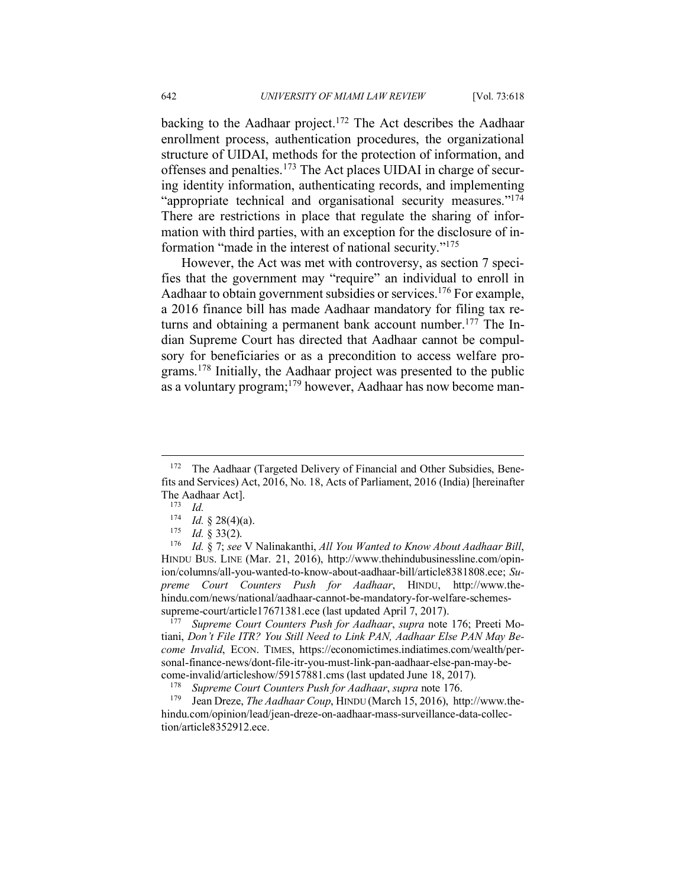backing to the Aadhaar project.[172] The Act describes the Aadhaar enrollment process, authentication procedures, the organizational structure of UIDAI, methods for the protection of information, and offenses and penalties.[173] The Act places UIDAI in charge of securing identity information, authenticating records, and implementing "appropriate technical and organisational security measures."[174] There are restrictions in place that regulate the sharing of information with third parties, with an exception for the disclosure of information "made in the interest of national security."[175]

However, the Act was met with controversy, as section 7 specifies that the government may "require" an individual to enroll in Aadhaar to obtain government subsidies or services.[176] For example, a 2016 finance bill has made Aadhaar mandatory for filing tax returns and obtaining a permanent bank account number.[177] The Indian Supreme Court has directed that Aadhaar cannot be compulsory for beneficiaries or as a precondition to access welfare programs.[178] Initially, the Aadhaar project was presented to the public as a voluntary program;[179] however, Aadhaar has now become man-

---

[172] The Aadhaar (Targeted Delivery of Financial and Other Subsidies, Benefits and Services) Act, 2016, No. 18, Acts of Parliament, 2016 (India) [hereinafter The Aadhaar Act].

[173] *Id.*

[174] *Id.* § 28(4)(a).

[175] *Id.* § 33(2).

[176] *Id.* § 7; *see* V Nalinakanthi, *All You Wanted to Know About Aadhaar Bill*, HINDU BUS. LINE (Mar. 21, 2016), http://www.thehindubusinessline.com/opinion/columns/all-you-wanted-to-know-about-aadhaar-bill/article8381808.ece; *Supreme Court Counters Push for Aadhaar*, HINDU, http://www.thehindu.com/news/national/aadhaar-cannot-be-mandatory-for-welfare-schemes-supreme-court/article17671381.ece (last updated April 7, 2017).

[177] *Supreme Court Counters Push for Aadhaar*, *supra* note 176; Preeti Motiani, *Don't File ITR? You Still Need to Link PAN, Aadhaar Else PAN May Become Invalid*, ECON. TIMES, https://economictimes.indiatimes.com/wealth/personal-finance-news/dont-file-itr-you-must-link-pan-aadhaar-else-pan-may-become-invalid/articleshow/59157881.cms (last updated June 18, 2017).

[178] *Supreme Court Counters Push for Aadhaar*, *supra* note 176.

[179] Jean Dreze, *The Aadhaar Coup*, HINDU (March 15, 2016), http://www.thehindu.com/opinion/lead/jean-dreze-on-aadhaar-mass-surveillance-data-collection/article8352912.ece.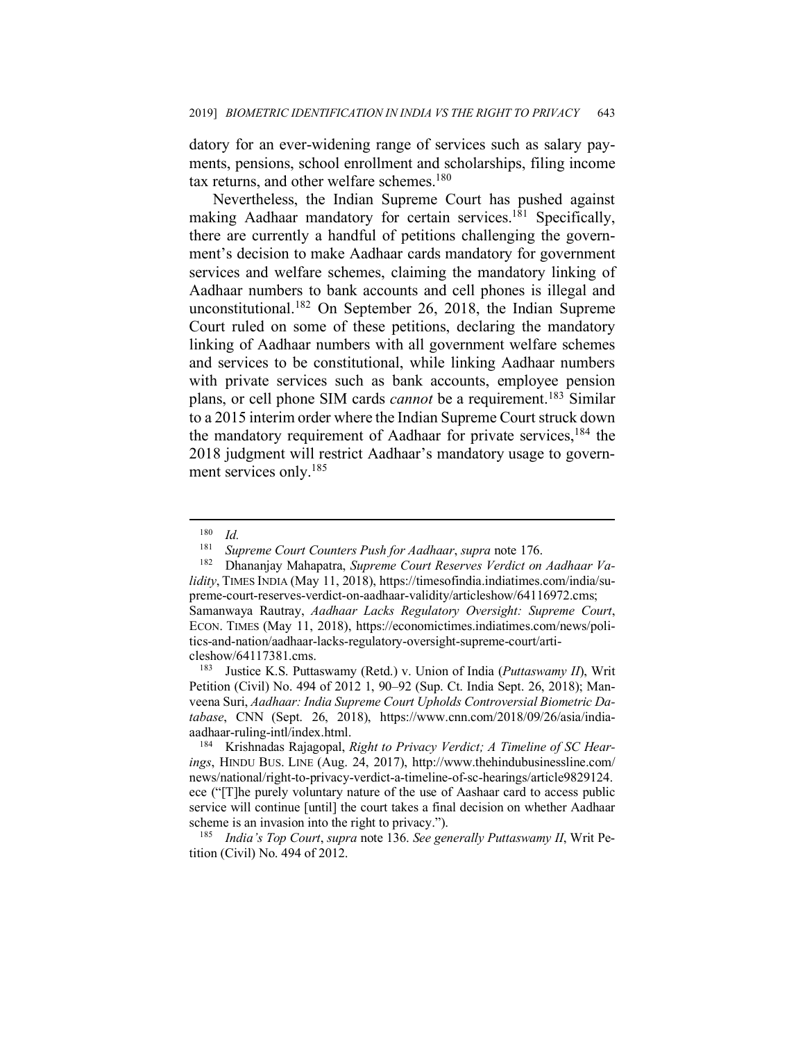datory for an ever-widening range of services such as salary payments, pensions, school enrollment and scholarships, filing income tax returns, and other welfare schemes.[180]

Nevertheless, the Indian Supreme Court has pushed against making Aadhaar mandatory for certain services.[181] Specifically, there are currently a handful of petitions challenging the government's decision to make Aadhaar cards mandatory for government services and welfare schemes, claiming the mandatory linking of Aadhaar numbers to bank accounts and cell phones is illegal and unconstitutional.[182] On September 26, 2018, the Indian Supreme Court ruled on some of these petitions, declaring the mandatory linking of Aadhaar numbers with all government welfare schemes and services to be constitutional, while linking Aadhaar numbers with private services such as bank accounts, employee pension plans, or cell phone SIM cards *cannot* be a requirement.[183] Similar to a 2015 interim order where the Indian Supreme Court struck down the mandatory requirement of Aadhaar for private services,[184] the 2018 judgment will restrict Aadhaar's mandatory usage to government services only.[185]

---

[180] *Id.*

[181] *Supreme Court Counters Push for Aadhaar*, *supra* note 176.

[182] Dhananjay Mahapatra, *Supreme Court Reserves Verdict on Aadhaar Validity*, TIMES INDIA (May 11, 2018), https://timesofindia.indiatimes.com/india/supreme-court-reserves-verdict-on-aadhaar-validity/articleshow/64116972.cms; Samanwaya Rautray, *Aadhaar Lacks Regulatory Oversight: Supreme Court*, ECON. TIMES (May 11, 2018), https://economictimes.indiatimes.com/news/politics-and-nation/aadhaar-lacks-regulatory-oversight-supreme-court/articleshow/64117381.cms.

[183] Justice K.S. Puttaswamy (Retd.) v. Union of India (*Puttaswamy II*), Writ Petition (Civil) No. 494 of 2012 1, 90–92 (Sup. Ct. India Sept. 26, 2018); Manveena Suri, *Aadhaar: India Supreme Court Upholds Controversial Biometric Database*, CNN (Sept. 26, 2018), https://www.cnn.com/2018/09/26/asia/india-aadhaar-ruling-intl/index.html.

[184] Krishnadas Rajagopal, *Right to Privacy Verdict; A Timeline of SC Hearings*, HINDU BUS. LINE (Aug. 24, 2017), http://www.thehindubusinessline.com/news/national/right-to-privacy-verdict-a-timeline-of-sc-hearings/article9829124.ece ("[T]he purely voluntary nature of the use of Aashaar card to access public service will continue [until] the court takes a final decision on whether Aadhaar scheme is an invasion into the right to privacy.").

[185] *India's Top Court*, *supra* note 136. *See generally Puttaswamy II*, Writ Petition (Civil) No. 494 of 2012.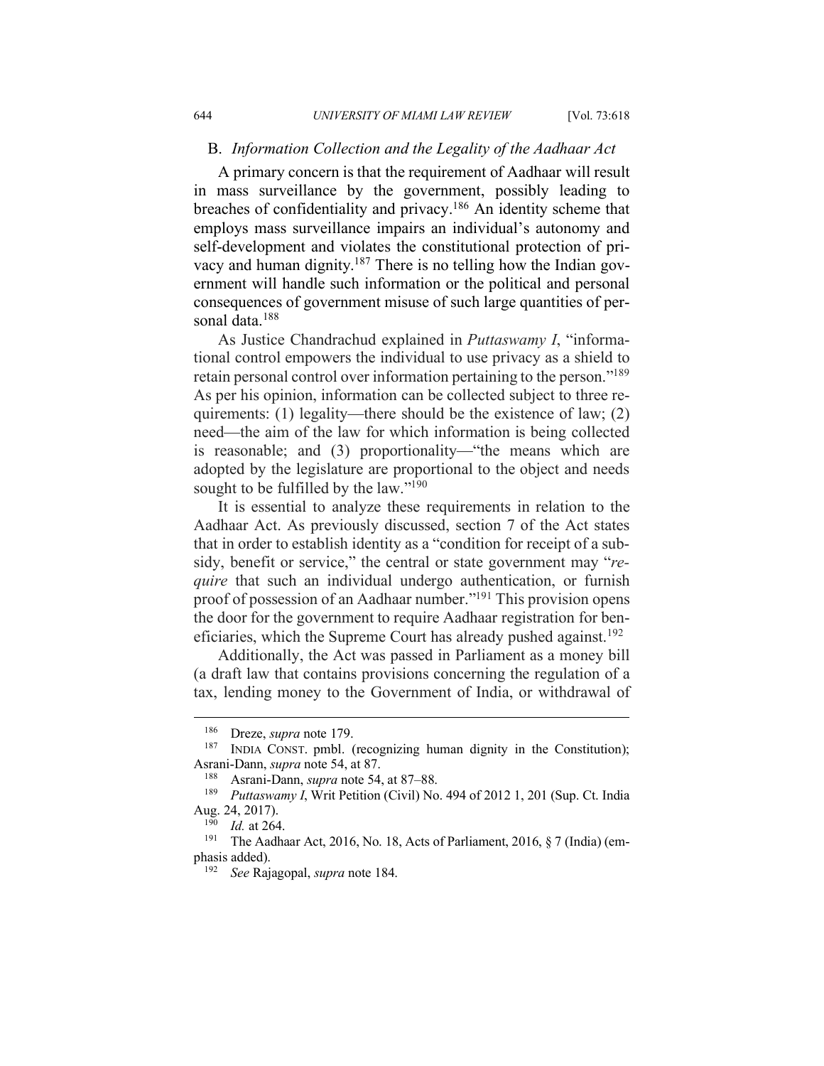### B. *Information Collection and the Legality of the Aadhaar Act*

A primary concern is that the requirement of Aadhaar will result in mass surveillance by the government, possibly leading to breaches of confidentiality and privacy.[186] An identity scheme that employs mass surveillance impairs an individual's autonomy and self-development and violates the constitutional protection of privacy and human dignity.[187] There is no telling how the Indian government will handle such information or the political and personal consequences of government misuse of such large quantities of personal data.[188]

As Justice Chandrachud explained in *Puttaswamy I*, "informational control empowers the individual to use privacy as a shield to retain personal control over information pertaining to the person."[189] As per his opinion, information can be collected subject to three requirements: (1) legality—there should be the existence of law; (2) need—the aim of the law for which information is being collected is reasonable; and (3) proportionality—"the means which are adopted by the legislature are proportional to the object and needs sought to be fulfilled by the law."[190]

It is essential to analyze these requirements in relation to the Aadhaar Act. As previously discussed, section 7 of the Act states that in order to establish identity as a "condition for receipt of a subsidy, benefit or service," the central or state government may "*require* that such an individual undergo authentication, or furnish proof of possession of an Aadhaar number."[191] This provision opens the door for the government to require Aadhaar registration for beneficiaries, which the Supreme Court has already pushed against.[192]

Additionally, the Act was passed in Parliament as a money bill (a draft law that contains provisions concerning the regulation of a tax, lending money to the Government of India, or withdrawal of

---

[186] Dreze, *supra* note 179.

[187] INDIA CONST. pmbl. (recognizing human dignity in the Constitution); Asrani-Dann, *supra* note 54, at 87.

[188] Asrani-Dann, *supra* note 54, at 87–88.

[189] *Puttaswamy I*, Writ Petition (Civil) No. 494 of 2012 1, 201 (Sup. Ct. India Aug. 24, 2017).

[190] *Id.* at 264.

[191] The Aadhaar Act, 2016, No. 18, Acts of Parliament, 2016, § 7 (India) (emphasis added).

[192] *See* Rajagopal, *supra* note 184.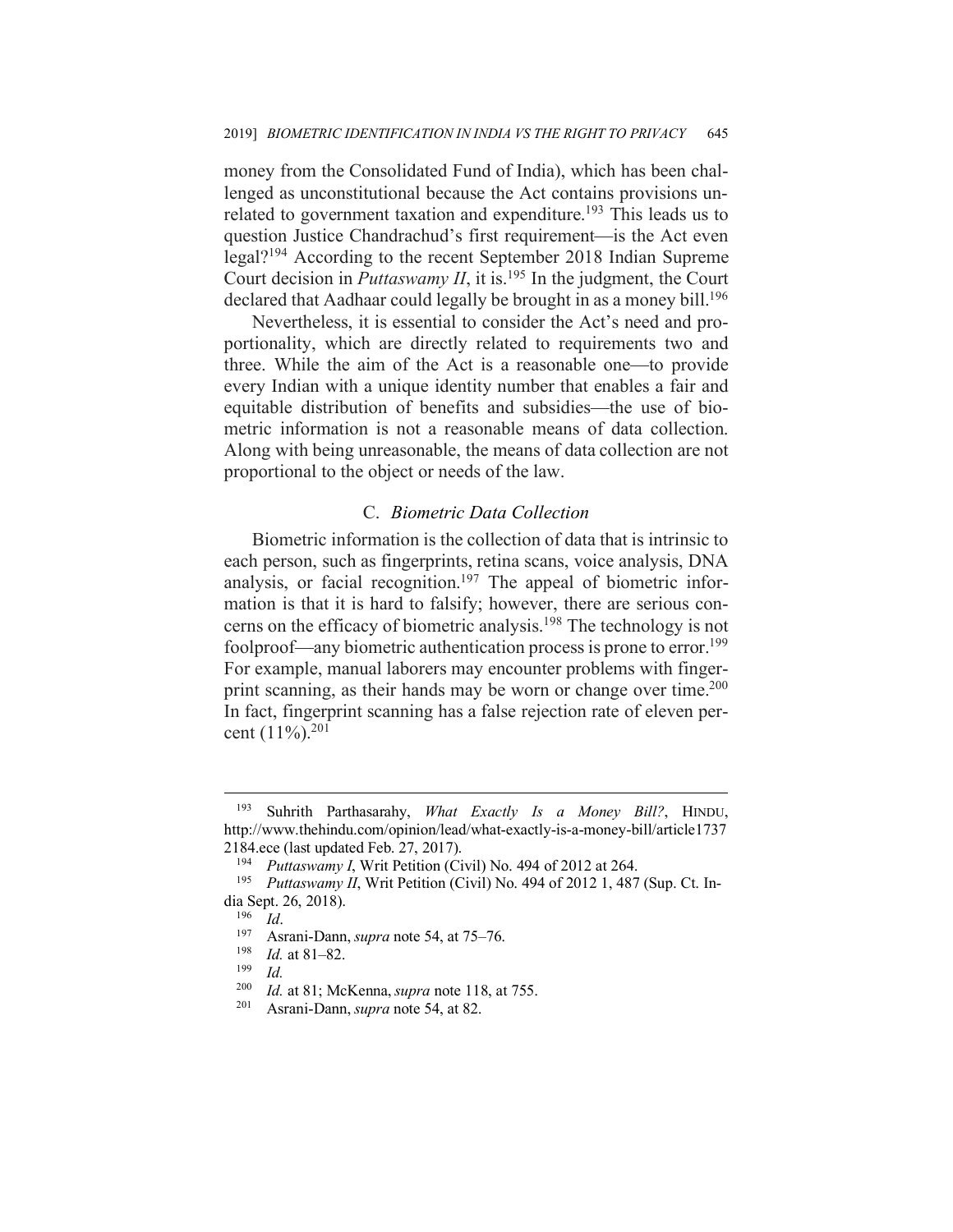money from the Consolidated Fund of India), which has been challenged as unconstitutional because the Act contains provisions unrelated to government taxation and expenditure.[193] This leads us to question Justice Chandrachud's first requirement—is the Act even legal?[194] According to the recent September 2018 Indian Supreme Court decision in *Puttaswamy II*, it is.[195] In the judgment, the Court declared that Aadhaar could legally be brought in as a money bill.[196]

Nevertheless, it is essential to consider the Act's need and proportionality, which are directly related to requirements two and three. While the aim of the Act is a reasonable one—to provide every Indian with a unique identity number that enables a fair and equitable distribution of benefits and subsidies—the use of biometric information is not a reasonable means of data collection. Along with being unreasonable, the means of data collection are not proportional to the object or needs of the law.

### C. *Biometric Data Collection*

Biometric information is the collection of data that is intrinsic to each person, such as fingerprints, retina scans, voice analysis, DNA analysis, or facial recognition.[197] The appeal of biometric information is that it is hard to falsify; however, there are serious concerns on the efficacy of biometric analysis.[198] The technology is not foolproof—any biometric authentication process is prone to error.[199] For example, manual laborers may encounter problems with fingerprint scanning, as their hands may be worn or change over time.[200] In fact, fingerprint scanning has a false rejection rate of eleven percent (11%).[201]

---

[193] Suhrith Parthasarahy, *What Exactly Is a Money Bill?*, HINDU, http://www.thehindu.com/opinion/lead/what-exactly-is-a-money-bill/article17372184.ece (last updated Feb. 27, 2017).

[194] *Puttaswamy I*, Writ Petition (Civil) No. 494 of 2012 at 264.

[195] *Puttaswamy II*, Writ Petition (Civil) No. 494 of 2012 1, 487 (Sup. Ct. India Sept. 26, 2018).

[196] *Id*.

[197] Asrani-Dann, *supra* note 54, at 75–76.

[198] *Id.* at 81–82.

[199] *Id.*

[200] *Id.* at 81; McKenna, *supra* note 118, at 755.

[201] Asrani-Dann, *supra* note 54, at 82.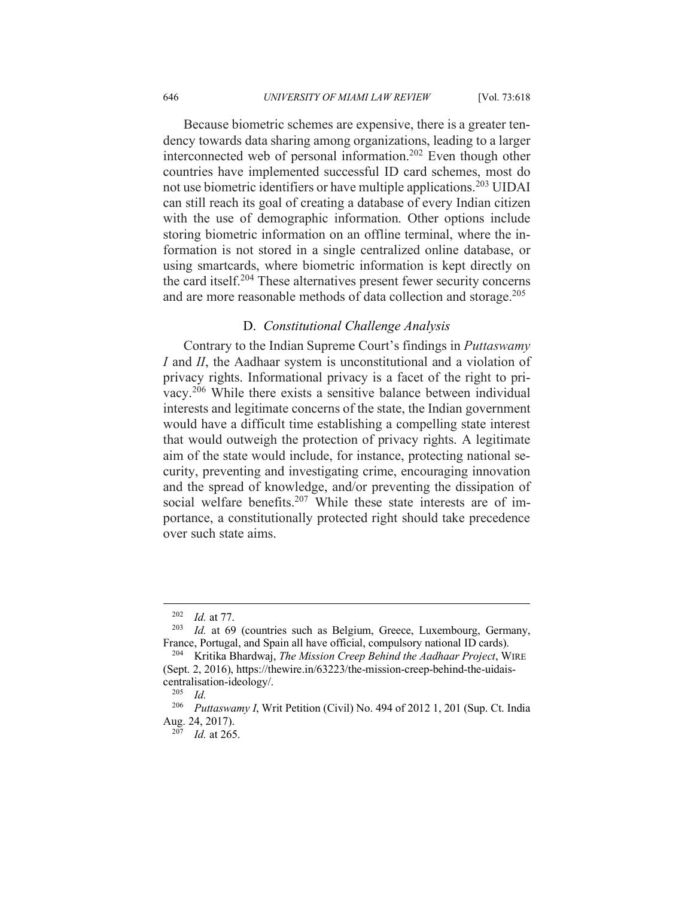Because biometric schemes are expensive, there is a greater tendency towards data sharing among organizations, leading to a larger interconnected web of personal information.[202] Even though other countries have implemented successful ID card schemes, most do not use biometric identifiers or have multiple applications.[203] UIDAI can still reach its goal of creating a database of every Indian citizen with the use of demographic information. Other options include storing biometric information on an offline terminal, where the information is not stored in a single centralized online database, or using smartcards, where biometric information is kept directly on the card itself.[204] These alternatives present fewer security concerns and are more reasonable methods of data collection and storage.[205]

### D. *Constitutional Challenge Analysis*

Contrary to the Indian Supreme Court's findings in *Puttaswamy I* and *II*, the Aadhaar system is unconstitutional and a violation of privacy rights. Informational privacy is a facet of the right to privacy.[206] While there exists a sensitive balance between individual interests and legitimate concerns of the state, the Indian government would have a difficult time establishing a compelling state interest that would outweigh the protection of privacy rights. A legitimate aim of the state would include, for instance, protecting national security, preventing and investigating crime, encouraging innovation and the spread of knowledge, and/or preventing the dissipation of social welfare benefits.[207] While these state interests are of importance, a constitutionally protected right should take precedence over such state aims.

---

[202] *Id.* at 77.

[203] *Id.* at 69 (countries such as Belgium, Greece, Luxembourg, Germany, France, Portugal, and Spain all have official, compulsory national ID cards).

[204] Kritika Bhardwaj, *The Mission Creep Behind the Aadhaar Project*, WIRE (Sept. 2, 2016), https://thewire.in/63223/the-mission-creep-behind-the-uidais-centralisation-ideology/.

[205] *Id.*

[206] *Puttaswamy I*, Writ Petition (Civil) No. 494 of 2012 1, 201 (Sup. Ct. India Aug. 24, 2017).

[207] *Id.* at 265.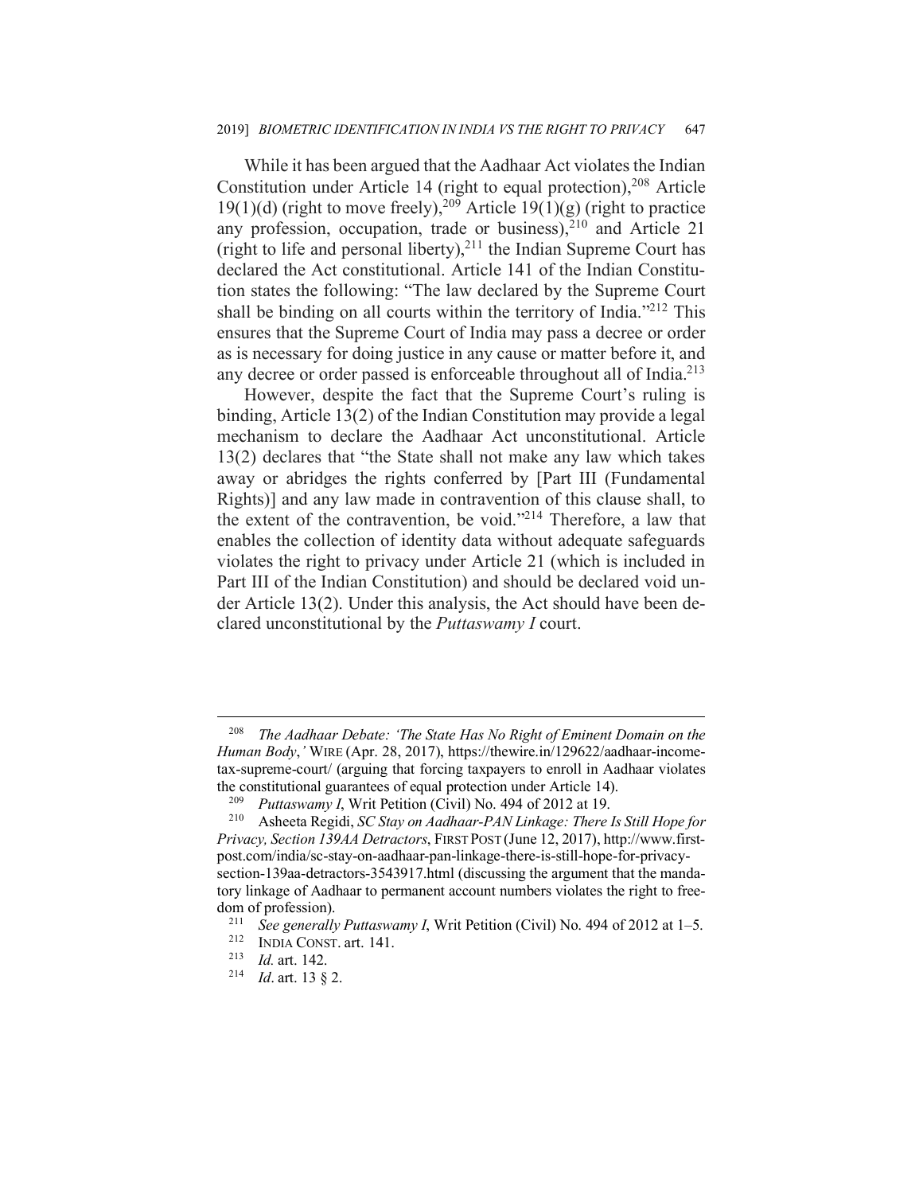While it has been argued that the Aadhaar Act violates the Indian Constitution under Article 14 (right to equal protection),[208] Article 19(1)(d) (right to move freely),[209] Article 19(1)(g) (right to practice any profession, occupation, trade or business),[210] and Article 21 (right to life and personal liberty),[211] the Indian Supreme Court has declared the Act constitutional. Article 141 of the Indian Constitution states the following: "The law declared by the Supreme Court shall be binding on all courts within the territory of India."[212] This ensures that the Supreme Court of India may pass a decree or order as is necessary for doing justice in any cause or matter before it, and any decree or order passed is enforceable throughout all of India.[213]

However, despite the fact that the Supreme Court's ruling is binding, Article 13(2) of the Indian Constitution may provide a legal mechanism to declare the Aadhaar Act unconstitutional. Article 13(2) declares that "the State shall not make any law which takes away or abridges the rights conferred by [Part III (Fundamental Rights)] and any law made in contravention of this clause shall, to the extent of the contravention, be void."[214] Therefore, a law that enables the collection of identity data without adequate safeguards violates the right to privacy under Article 21 (which is included in Part III of the Indian Constitution) and should be declared void under Article 13(2). Under this analysis, the Act should have been declared unconstitutional by the *Puttaswamy I* court.

---

[208] *The Aadhaar Debate: 'The State Has No Right of Eminent Domain on the Human Body*,*'* WIRE (Apr. 28, 2017), https://thewire.in/129622/aadhaar-income-tax-supreme-court/ (arguing that forcing taxpayers to enroll in Aadhaar violates the constitutional guarantees of equal protection under Article 14).

[209] *Puttaswamy I*, Writ Petition (Civil) No. 494 of 2012 at 19.

[210] Asheeta Regidi, *SC Stay on Aadhaar-PAN Linkage: There Is Still Hope for Privacy, Section 139AA Detractors*, FIRST POST (June 12, 2017), http://www.firstpost.com/india/sc-stay-on-aadhaar-pan-linkage-there-is-still-hope-for-privacy-section-139aa-detractors-3543917.html (discussing the argument that the mandatory linkage of Aadhaar to permanent account numbers violates the right to freedom of profession).

[211] *See generally Puttaswamy I*, Writ Petition (Civil) No. 494 of 2012 at 1–5.

[212] INDIA CONST. art. 141.

[213] *Id.* art. 142.

[214] *Id*. art. 13 § 2.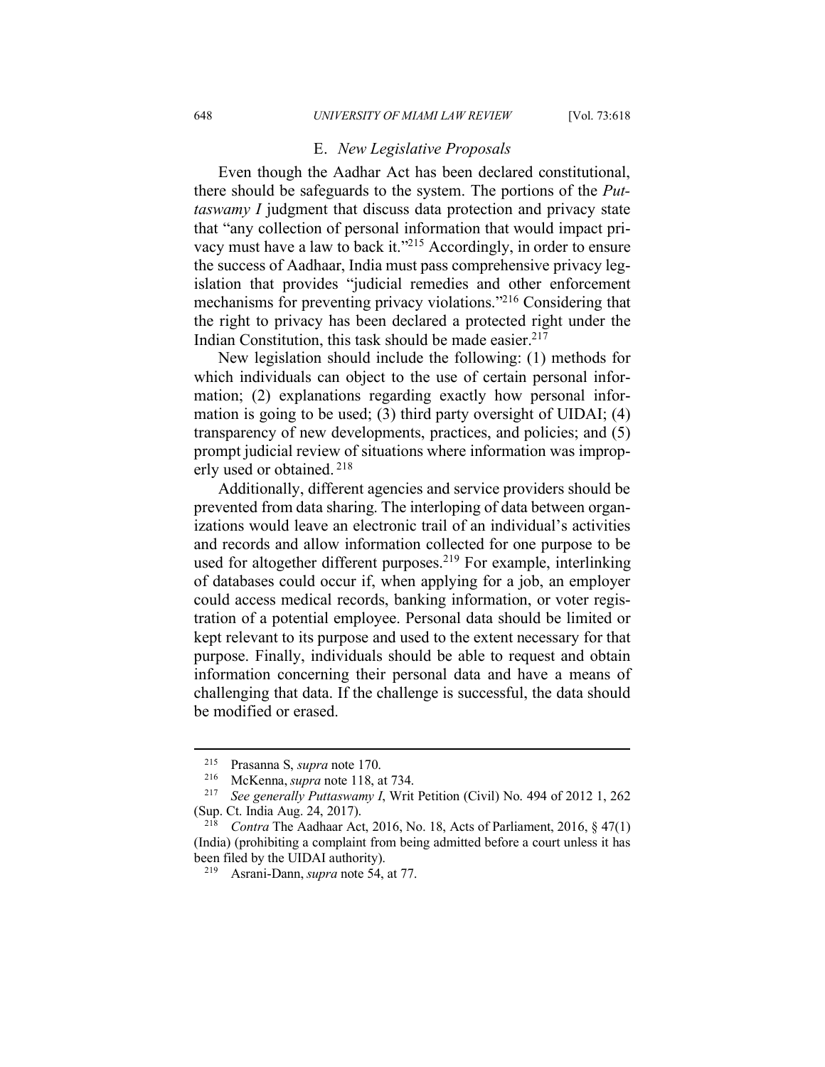### E. *New Legislative Proposals*

Even though the Aadhar Act has been declared constitutional, there should be safeguards to the system. The portions of the *Puttaswamy I* judgment that discuss data protection and privacy state that "any collection of personal information that would impact privacy must have a law to back it."[215] Accordingly, in order to ensure the success of Aadhaar, India must pass comprehensive privacy legislation that provides "judicial remedies and other enforcement mechanisms for preventing privacy violations."[216] Considering that the right to privacy has been declared a protected right under the Indian Constitution, this task should be made easier.[217]

New legislation should include the following: (1) methods for which individuals can object to the use of certain personal information; (2) explanations regarding exactly how personal information is going to be used; (3) third party oversight of UIDAI; (4) transparency of new developments, practices, and policies; and (5) prompt judicial review of situations where information was improperly used or obtained.[218]

Additionally, different agencies and service providers should be prevented from data sharing. The interloping of data between organizations would leave an electronic trail of an individual's activities and records and allow information collected for one purpose to be used for altogether different purposes.[219] For example, interlinking of databases could occur if, when applying for a job, an employer could access medical records, banking information, or voter registration of a potential employee. Personal data should be limited or kept relevant to its purpose and used to the extent necessary for that purpose. Finally, individuals should be able to request and obtain information concerning their personal data and have a means of challenging that data. If the challenge is successful, the data should be modified or erased.

---

[215] Prasanna S, *supra* note 170.

[216] McKenna, *supra* note 118, at 734.

[217] *See generally Puttaswamy I*, Writ Petition (Civil) No. 494 of 2012 1, 262 (Sup. Ct. India Aug. 24, 2017).

[218] *Contra* The Aadhaar Act, 2016, No. 18, Acts of Parliament, 2016, § 47(1) (India) (prohibiting a complaint from being admitted before a court unless it has been filed by the UIDAI authority).

[219] Asrani-Dann, *supra* note 54, at 77.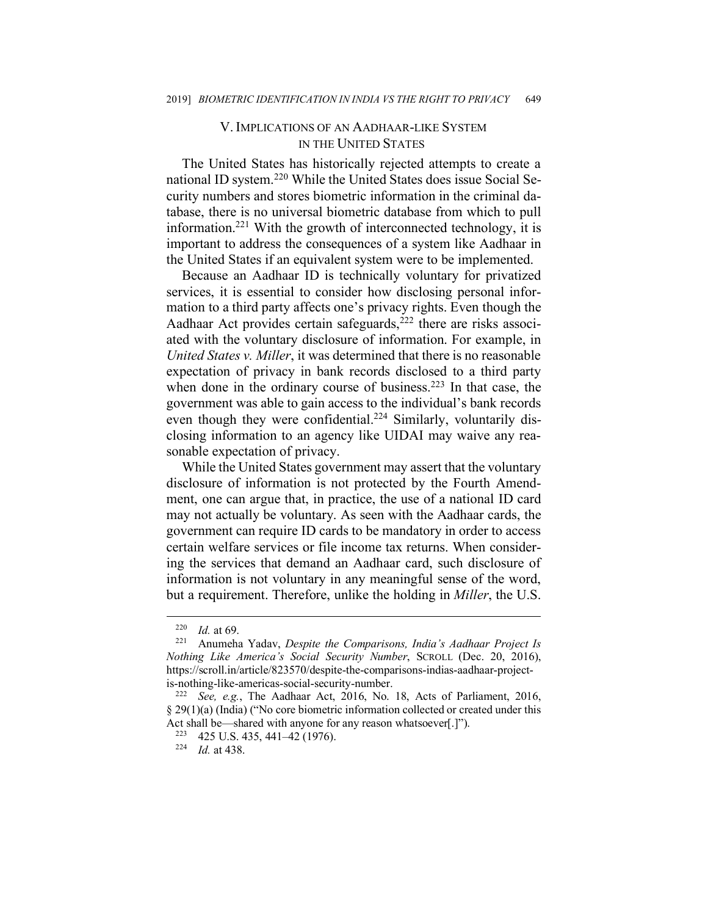## V. Implications of an Aadhaar-like System in the United States

The United States has historically rejected attempts to create a national ID system.[220] While the United States does issue Social Security numbers and stores biometric information in the criminal database, there is no universal biometric database from which to pull information.[221] With the growth of interconnected technology, it is important to address the consequences of a system like Aadhaar in the United States if an equivalent system were to be implemented.

Because an Aadhaar ID is technically voluntary for privatized services, it is essential to consider how disclosing personal information to a third party affects one's privacy rights. Even though the Aadhaar Act provides certain safeguards,[222] there are risks associated with the voluntary disclosure of information. For example, in *United States v. Miller*, it was determined that there is no reasonable expectation of privacy in bank records disclosed to a third party when done in the ordinary course of business.[223] In that case, the government was able to gain access to the individual's bank records even though they were confidential.[224] Similarly, voluntarily disclosing information to an agency like UIDAI may waive any reasonable expectation of privacy.

While the United States government may assert that the voluntary disclosure of information is not protected by the Fourth Amendment, one can argue that, in practice, the use of a national ID card may not actually be voluntary. As seen with the Aadhaar cards, the government can require ID cards to be mandatory in order to access certain welfare services or file income tax returns. When considering the services that demand an Aadhaar card, such disclosure of information is not voluntary in any meaningful sense of the word, but a requirement. Therefore, unlike the holding in *Miller*, the U.S.

---

[220] *Id.* at 69.

[221] Anumeha Yadav, *Despite the Comparisons, India's Aadhaar Project Is Nothing Like America's Social Security Number*, SCROLL (Dec. 20, 2016), https://scroll.in/article/823570/despite-the-comparisons-indias-aadhaar-project-is-nothing-like-americas-social-security-number.

[222] *See, e.g.*, The Aadhaar Act, 2016, No. 18, Acts of Parliament, 2016, § 29(1)(a) (India) ("No core biometric information collected or created under this Act shall be—shared with anyone for any reason whatsoever[.]").

[223] 425 U.S. 435, 441–42 (1976).

[224] *Id.* at 438.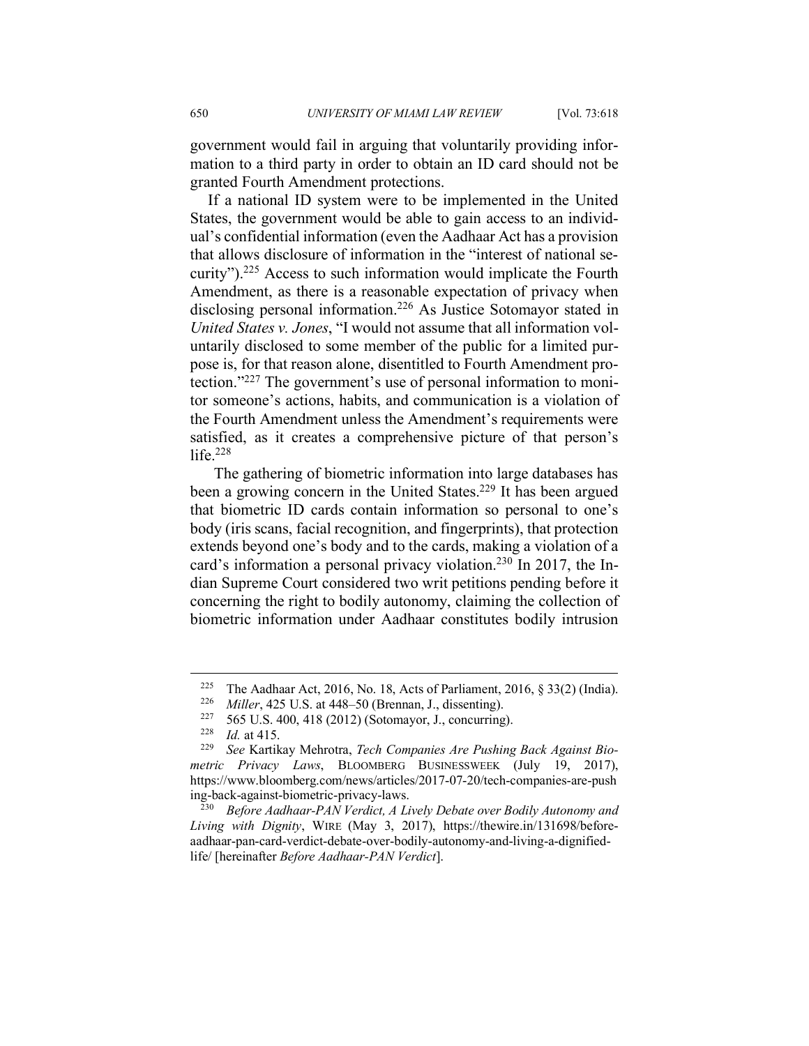government would fail in arguing that voluntarily providing information to a third party in order to obtain an ID card should not be granted Fourth Amendment protections.

If a national ID system were to be implemented in the United States, the government would be able to gain access to an individual's confidential information (even the Aadhaar Act has a provision that allows disclosure of information in the "interest of national security").[225] Access to such information would implicate the Fourth Amendment, as there is a reasonable expectation of privacy when disclosing personal information.[226] As Justice Sotomayor stated in *United States v. Jones*, "I would not assume that all information voluntarily disclosed to some member of the public for a limited purpose is, for that reason alone, disentitled to Fourth Amendment protection."[227] The government's use of personal information to monitor someone's actions, habits, and communication is a violation of the Fourth Amendment unless the Amendment's requirements were satisfied, as it creates a comprehensive picture of that person's life.[228]

The gathering of biometric information into large databases has been a growing concern in the United States.[229] It has been argued that biometric ID cards contain information so personal to one's body (iris scans, facial recognition, and fingerprints), that protection extends beyond one's body and to the cards, making a violation of a card's information a personal privacy violation.[230] In 2017, the Indian Supreme Court considered two writ petitions pending before it concerning the right to bodily autonomy, claiming the collection of biometric information under Aadhaar constitutes bodily intrusion

---

[225] The Aadhaar Act, 2016, No. 18, Acts of Parliament, 2016, § 33(2) (India).

[226] *Miller*, 425 U.S. at 448–50 (Brennan, J., dissenting).

[227] 565 U.S. 400, 418 (2012) (Sotomayor, J., concurring).

[228] *Id.* at 415.

[229] *See* Kartikay Mehrotra, *Tech Companies Are Pushing Back Against Biometric Privacy Laws*, BLOOMBERG BUSINESSWEEK (July 19, 2017), https://www.bloomberg.com/news/articles/2017-07-20/tech-companies-are-pushing-back-against-biometric-privacy-laws.

[230] *Before Aadhaar-PAN Verdict, A Lively Debate over Bodily Autonomy and Living with Dignity*, WIRE (May 3, 2017), https://thewire.in/131698/before-aadhaar-pan-card-verdict-debate-over-bodily-autonomy-and-living-a-dignified-life/ [hereinafter *Before Aadhaar-PAN Verdict*].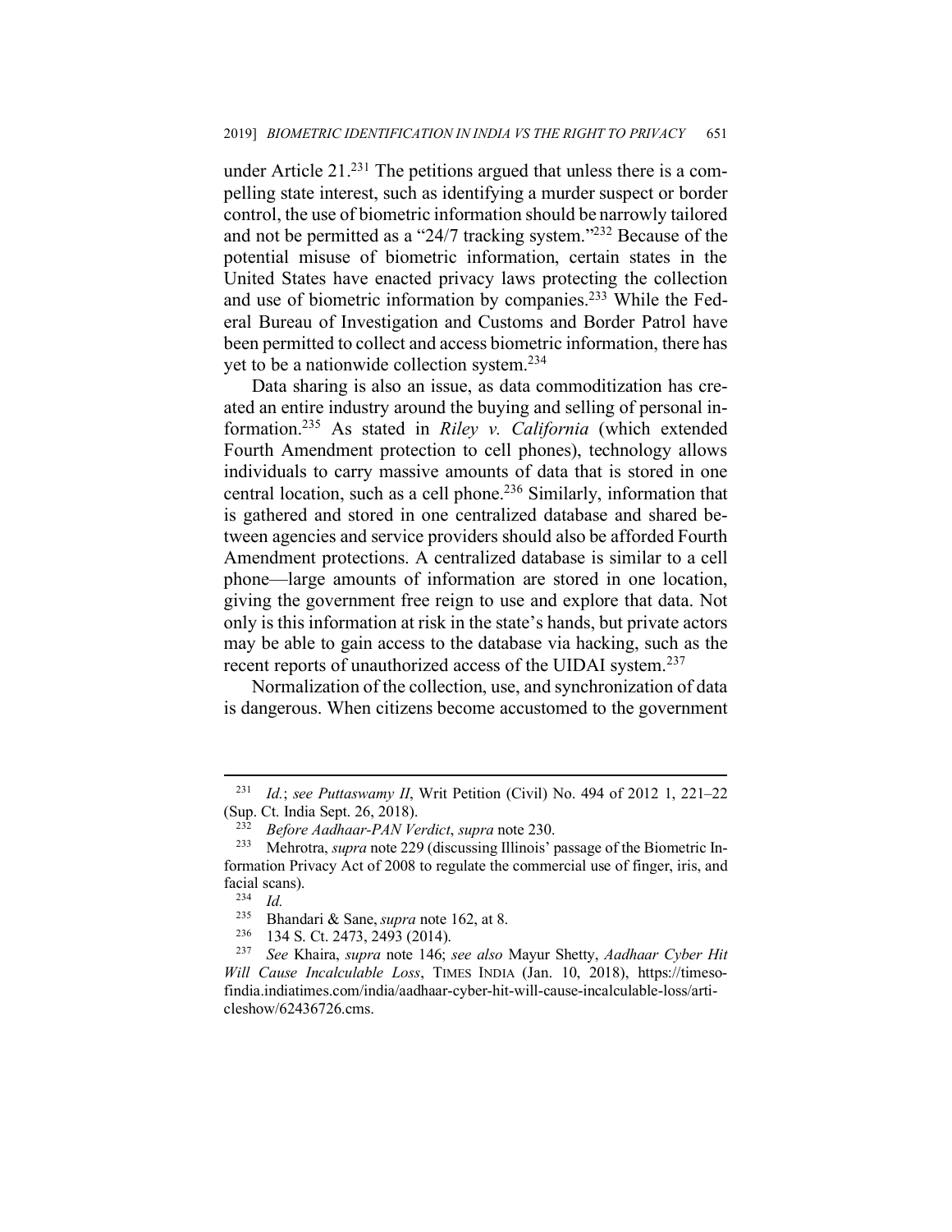under Article 21.[231] The petitions argued that unless there is a compelling state interest, such as identifying a murder suspect or border control, the use of biometric information should be narrowly tailored and not be permitted as a "24/7 tracking system."[232] Because of the potential misuse of biometric information, certain states in the United States have enacted privacy laws protecting the collection and use of biometric information by companies.[233] While the Federal Bureau of Investigation and Customs and Border Patrol have been permitted to collect and access biometric information, there has yet to be a nationwide collection system.[234]

Data sharing is also an issue, as data commoditization has created an entire industry around the buying and selling of personal information.[235] As stated in *Riley v. California* (which extended Fourth Amendment protection to cell phones), technology allows individuals to carry massive amounts of data that is stored in one central location, such as a cell phone.[236] Similarly, information that is gathered and stored in one centralized database and shared between agencies and service providers should also be afforded Fourth Amendment protections. A centralized database is similar to a cell phone—large amounts of information are stored in one location, giving the government free reign to use and explore that data. Not only is this information at risk in the state's hands, but private actors may be able to gain access to the database via hacking, such as the recent reports of unauthorized access of the UIDAI system.[237]

Normalization of the collection, use, and synchronization of data is dangerous. When citizens become accustomed to the government

---

[231] *Id.*; *see Puttaswamy II*, Writ Petition (Civil) No. 494 of 2012 1, 221–22 (Sup. Ct. India Sept. 26, 2018).

[232] *Before Aadhaar-PAN Verdict*, *supra* note 230.

[233] Mehrotra, *supra* note 229 (discussing Illinois' passage of the Biometric Information Privacy Act of 2008 to regulate the commercial use of finger, iris, and facial scans).

[234] *Id.*

[235] Bhandari & Sane, *supra* note 162, at 8.

[236] 134 S. Ct. 2473, 2493 (2014).

[237] *See* Khaira, *supra* note 146; *see also* Mayur Shetty, *Aadhaar Cyber Hit Will Cause Incalculable Loss*, TIMES INDIA (Jan. 10, 2018), https://timesofindia.indiatimes.com/india/aadhaar-cyber-hit-will-cause-incalculable-loss/articleshow/62436726.cms.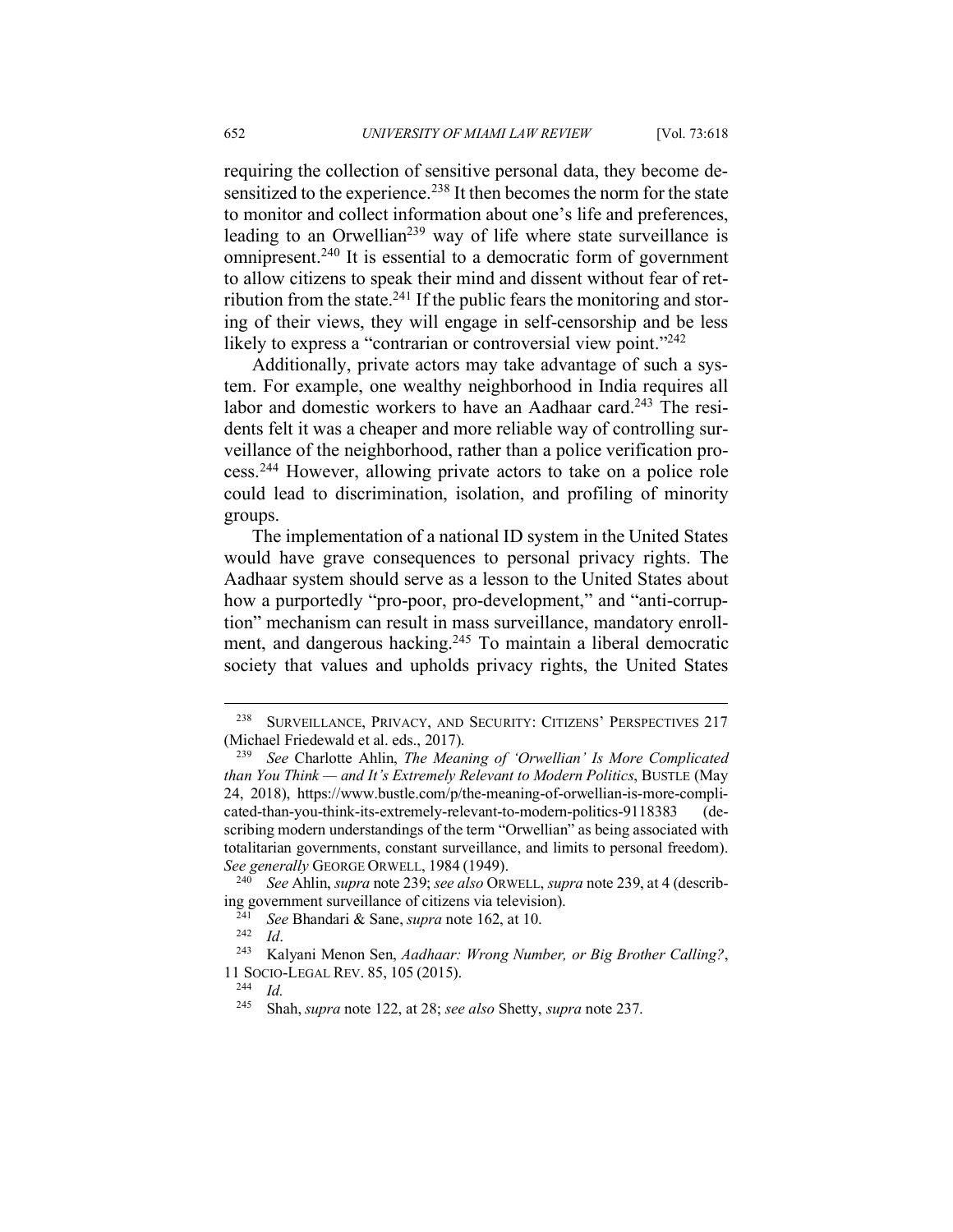requiring the collection of sensitive personal data, they become desensitized to the experience.[238] It then becomes the norm for the state to monitor and collect information about one's life and preferences, leading to an Orwellian[239] way of life where state surveillance is omnipresent.[240] It is essential to a democratic form of government to allow citizens to speak their mind and dissent without fear of retribution from the state.[241] If the public fears the monitoring and storing of their views, they will engage in self-censorship and be less likely to express a "contrarian or controversial view point."[242]

Additionally, private actors may take advantage of such a system. For example, one wealthy neighborhood in India requires all labor and domestic workers to have an Aadhaar card.[243] The residents felt it was a cheaper and more reliable way of controlling surveillance of the neighborhood, rather than a police verification process.[244] However, allowing private actors to take on a police role could lead to discrimination, isolation, and profiling of minority groups.

The implementation of a national ID system in the United States would have grave consequences to personal privacy rights. The Aadhaar system should serve as a lesson to the United States about how a purportedly "pro-poor, pro-development," and "anti-corruption" mechanism can result in mass surveillance, mandatory enrollment, and dangerous hacking.[245] To maintain a liberal democratic society that values and upholds privacy rights, the United States

---

[238] SURVEILLANCE, PRIVACY, AND SECURITY: CITIZENS' PERSPECTIVES 217 (Michael Friedewald et al. eds., 2017).

[239] *See* Charlotte Ahlin, *The Meaning of 'Orwellian' Is More Complicated than You Think — and It's Extremely Relevant to Modern Politics*, BUSTLE (May 24, 2018), https://www.bustle.com/p/the-meaning-of-orwellian-is-more-complicated-than-you-think-its-extremely-relevant-to-modern-politics-9118383 (describing modern understandings of the term "Orwellian" as being associated with totalitarian governments, constant surveillance, and limits to personal freedom). *See generally* GEORGE ORWELL, 1984 (1949).

[240] *See* Ahlin, *supra* note 239; *see also* ORWELL, *supra* note 239, at 4 (describing government surveillance of citizens via television).

[241] *See* Bhandari & Sane, *supra* note 162, at 10.

[242] *Id*.

[243] Kalyani Menon Sen, *Aadhaar: Wrong Number, or Big Brother Calling?*, 11 SOCIO-LEGAL REV. 85, 105 (2015).

[244] *Id.*

[245] Shah, *supra* note 122, at 28; *see also* Shetty, *supra* note 237.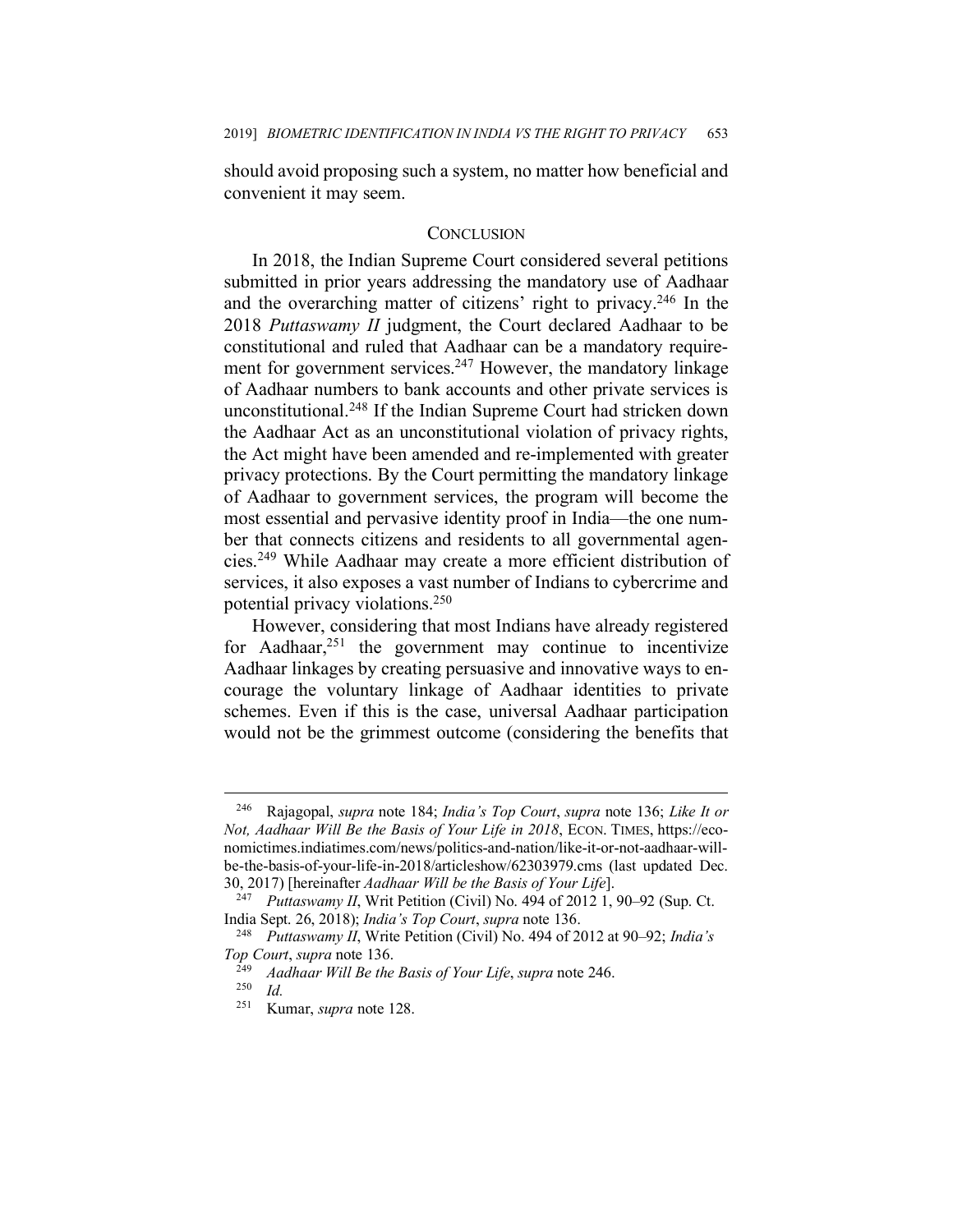should avoid proposing such a system, no matter how beneficial and convenient it may seem.

## CONCLUSION

In 2018, the Indian Supreme Court considered several petitions submitted in prior years addressing the mandatory use of Aadhaar and the overarching matter of citizens' right to privacy.[246] In the 2018 *Puttaswamy II* judgment, the Court declared Aadhaar to be constitutional and ruled that Aadhaar can be a mandatory requirement for government services.[247] However, the mandatory linkage of Aadhaar numbers to bank accounts and other private services is unconstitutional.[248] If the Indian Supreme Court had stricken down the Aadhaar Act as an unconstitutional violation of privacy rights, the Act might have been amended and re-implemented with greater privacy protections. By the Court permitting the mandatory linkage of Aadhaar to government services, the program will become the most essential and pervasive identity proof in India—the one number that connects citizens and residents to all governmental agencies.[249] While Aadhaar may create a more efficient distribution of services, it also exposes a vast number of Indians to cybercrime and potential privacy violations.[250]

However, considering that most Indians have already registered for Aadhaar,[251] the government may continue to incentivize Aadhaar linkages by creating persuasive and innovative ways to encourage the voluntary linkage of Aadhaar identities to private schemes. Even if this is the case, universal Aadhaar participation would not be the grimmest outcome (considering the benefits that

---

[246] Rajagopal, *supra* note 184; *India's Top Court*, *supra* note 136; *Like It or Not, Aadhaar Will Be the Basis of Your Life in 2018*, ECON. TIMES, https://economictimes.indiatimes.com/news/politics-and-nation/like-it-or-not-aadhaar-will-be-the-basis-of-your-life-in-2018/articleshow/62303979.cms (last updated Dec. 30, 2017) [hereinafter *Aadhaar Will be the Basis of Your Life*].

[247] *Puttaswamy II*, Writ Petition (Civil) No. 494 of 2012 1, 90–92 (Sup. Ct. India Sept. 26, 2018); *India's Top Court*, *supra* note 136.

[248] *Puttaswamy II*, Write Petition (Civil) No. 494 of 2012 at 90–92; *India's Top Court*, *supra* note 136.

[249] *Aadhaar Will Be the Basis of Your Life*, *supra* note 246.

[250] *Id.*

[251] Kumar, *supra* note 128.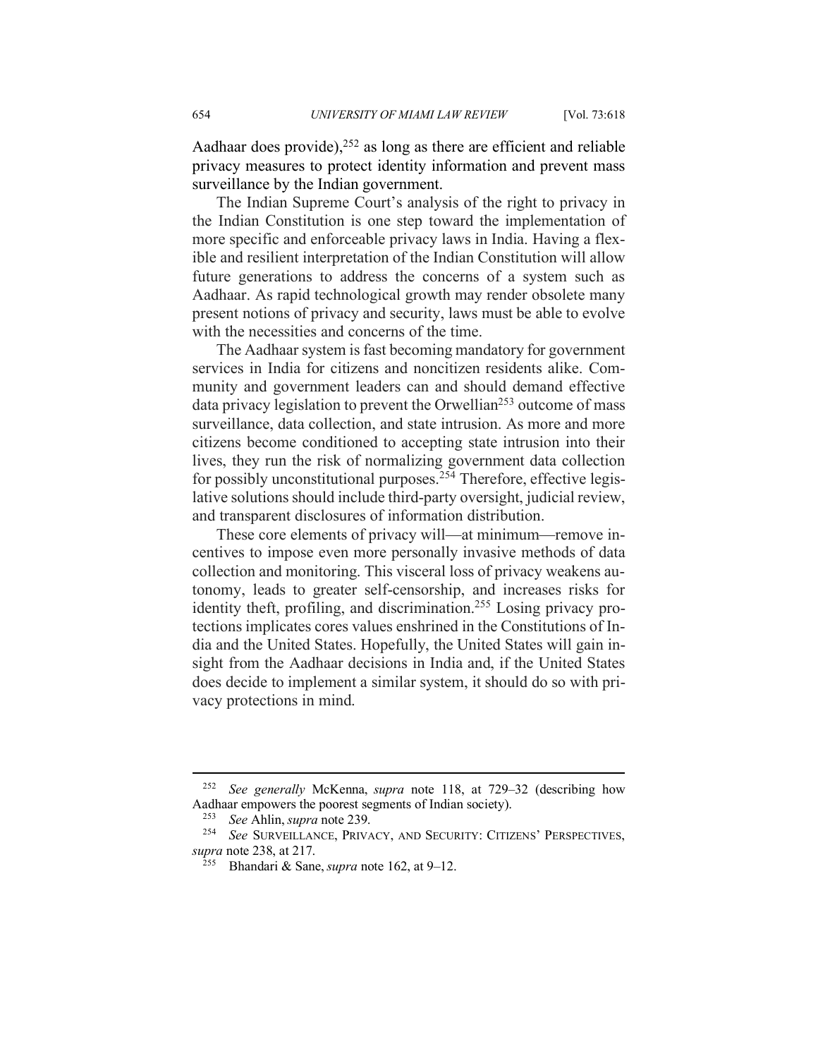Aadhaar does provide),[252] as long as there are efficient and reliable privacy measures to protect identity information and prevent mass surveillance by the Indian government.

The Indian Supreme Court's analysis of the right to privacy in the Indian Constitution is one step toward the implementation of more specific and enforceable privacy laws in India. Having a flexible and resilient interpretation of the Indian Constitution will allow future generations to address the concerns of a system such as Aadhaar. As rapid technological growth may render obsolete many present notions of privacy and security, laws must be able to evolve with the necessities and concerns of the time.

The Aadhaar system is fast becoming mandatory for government services in India for citizens and noncitizen residents alike. Community and government leaders can and should demand effective data privacy legislation to prevent the Orwellian[253] outcome of mass surveillance, data collection, and state intrusion. As more and more citizens become conditioned to accepting state intrusion into their lives, they run the risk of normalizing government data collection for possibly unconstitutional purposes.[254] Therefore, effective legislative solutions should include third-party oversight, judicial review, and transparent disclosures of information distribution.

These core elements of privacy will—at minimum—remove incentives to impose even more personally invasive methods of data collection and monitoring. This visceral loss of privacy weakens autonomy, leads to greater self-censorship, and increases risks for identity theft, profiling, and discrimination.[255] Losing privacy protections implicates cores values enshrined in the Constitutions of India and the United States. Hopefully, the United States will gain insight from the Aadhaar decisions in India and, if the United States does decide to implement a similar system, it should do so with privacy protections in mind.

---

[252] *See generally* McKenna, *supra* note 118, at 729–32 (describing how Aadhaar empowers the poorest segments of Indian society).

[253] *See* Ahlin, *supra* note 239.

[254] *See* SURVEILLANCE, PRIVACY, AND SECURITY: CITIZENS' PERSPECTIVES, *supra* note 238, at 217.

[255] Bhandari & Sane, *supra* note 162, at 9–12.